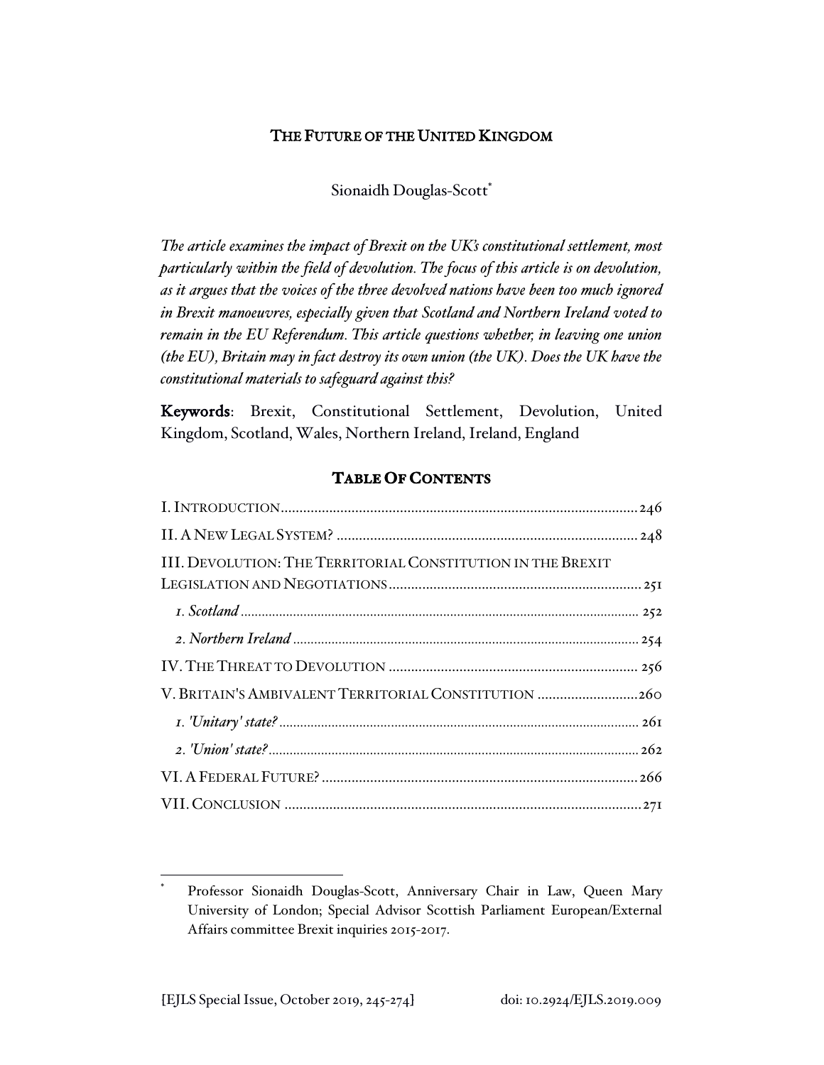# THE FUTURE OF THE UNITED KINGDOM

Sionaidh Douglas-Scott*

*The article examines the impact of Brexit on the UK's constitutional settlement, most particularly within the field of devolution. The focus of this article is on devolution, as it argues that the voices of the three devolved nations have been too much ignored in Brexit manoeuvres, especially given that Scotland and Northern Ireland voted to remain in the EU Referendum. This article questions whether, in leaving one union (the EU), Britain may in fact destroy its own union (the UK). Does the UK have the constitutional materials to safeguard against this?*

**Keywords**: Brexit, Constitutional Settlement, Devolution, United Kingdom, Scotland, Wales, Northern Ireland, Ireland, England

## TABLE OF CONTENTS

I. INTRODUCTION .......... 246

II. A NEW LEGAL SYSTEM? .......... 248

III. DEVOLUTION: THE TERRITORIAL CONSTITUTION IN THE BREXIT LEGISLATION AND NEGOTIATIONS .......... 251

*1. Scotland* .......... 252

*2. Northern Ireland* .......... 254

IV. THE THREAT TO DEVOLUTION .......... 256

V. BRITAIN'S AMBIVALENT TERRITORIAL CONSTITUTION .......... 260

*1. 'Unitary' state?* .......... 261

*2. 'Union' state?* .......... 262

VI. A FEDERAL FUTURE? .......... 266

VII. CONCLUSION .......... 271

---

\* Professor Sionaidh Douglas-Scott, Anniversary Chair in Law, Queen Mary University of London; Special Advisor Scottish Parliament European/External Affairs committee Brexit inquiries 2015-2017.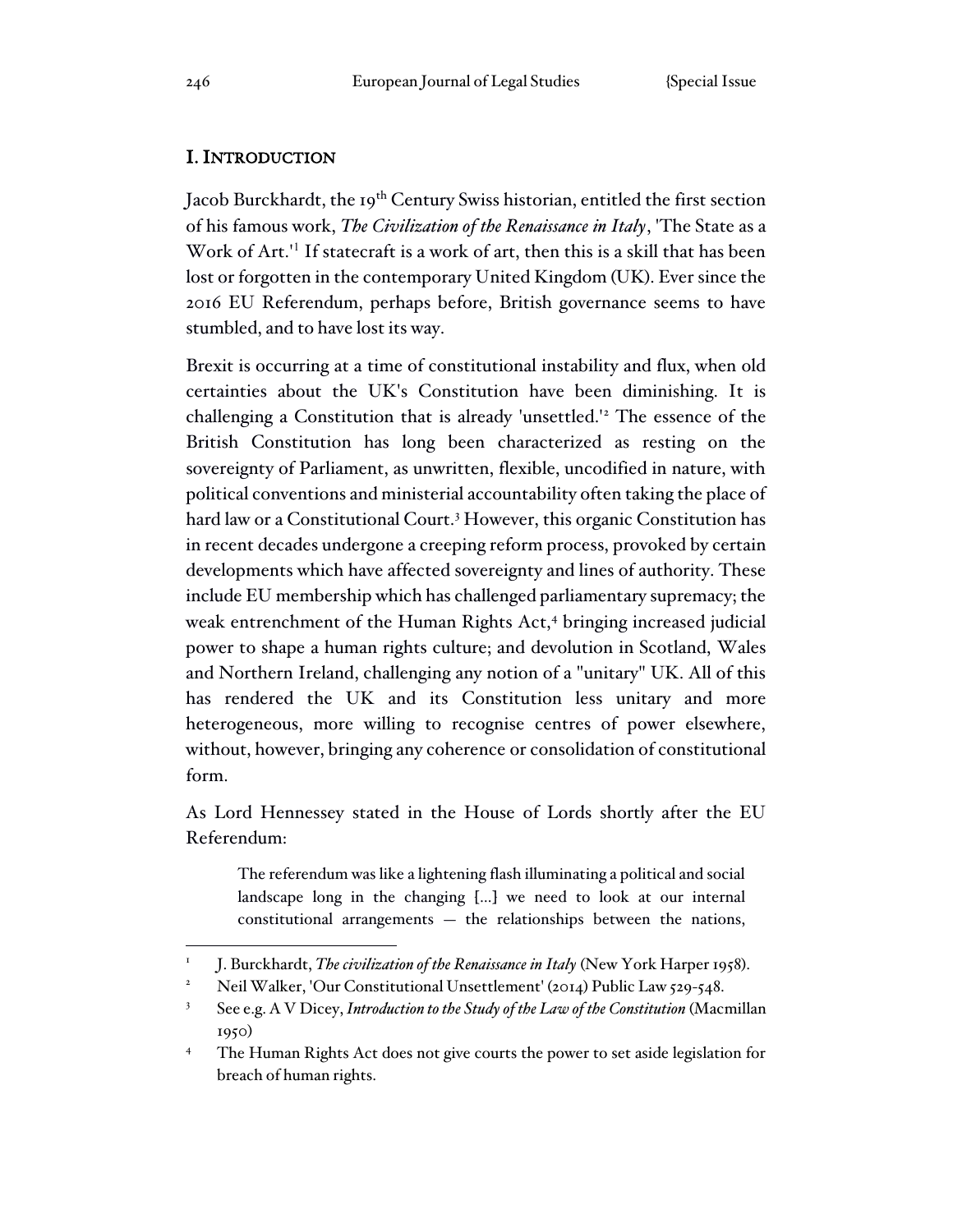## I. INTRODUCTION

Jacob Burckhardt, the 19th Century Swiss historian, entitled the first section of his famous work, *The Civilization of the Renaissance in Italy*, 'The State as a Work of Art.'[1] If statecraft is a work of art, then this is a skill that has been lost or forgotten in the contemporary United Kingdom (UK). Ever since the 2016 EU Referendum, perhaps before, British governance seems to have stumbled, and to have lost its way.

Brexit is occurring at a time of constitutional instability and flux, when old certainties about the UK's Constitution have been diminishing. It is challenging a Constitution that is already 'unsettled.'[2] The essence of the British Constitution has long been characterized as resting on the sovereignty of Parliament, as unwritten, flexible, uncodified in nature, with political conventions and ministerial accountability often taking the place of hard law or a Constitutional Court.[3] However, this organic Constitution has in recent decades undergone a creeping reform process, provoked by certain developments which have affected sovereignty and lines of authority. These include EU membership which has challenged parliamentary supremacy; the weak entrenchment of the Human Rights Act,[4] bringing increased judicial power to shape a human rights culture; and devolution in Scotland, Wales and Northern Ireland, challenging any notion of a "unitary" UK. All of this has rendered the UK and its Constitution less unitary and more heterogeneous, more willing to recognise centres of power elsewhere, without, however, bringing any coherence or consolidation of constitutional form.

As Lord Hennessey stated in the House of Lords shortly after the EU Referendum:

> The referendum was like a lightening flash illuminating a political and social landscape long in the changing [...] we need to look at our internal constitutional arrangements — the relationships between the nations,

---

[1] J. Burckhardt, *The civilization of the Renaissance in Italy* (New York Harper 1958).

[2] Neil Walker, 'Our Constitutional Unsettlement' (2014) Public Law 529-548.

[3] See e.g. A V Dicey, *Introduction to the Study of the Law of the Constitution* (Macmillan 1950)

[4] The Human Rights Act does not give courts the power to set aside legislation for breach of human rights.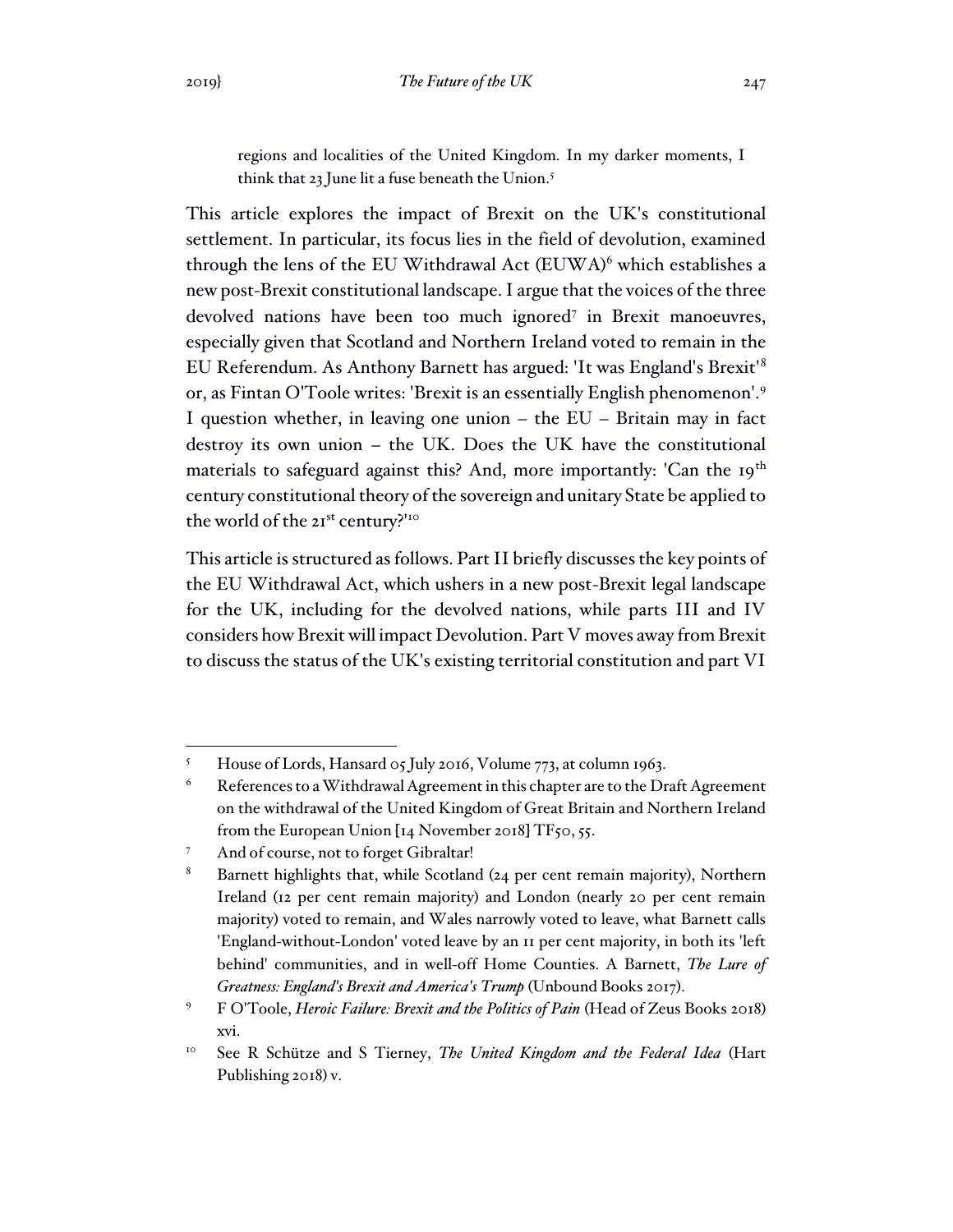> regions and localities of the United Kingdom. In my darker moments, I think that 23 June lit a fuse beneath the Union.[5]

This article explores the impact of Brexit on the UK's constitutional settlement. In particular, its focus lies in the field of devolution, examined through the lens of the EU Withdrawal Act (EUWA)[6] which establishes a new post-Brexit constitutional landscape. I argue that the voices of the three devolved nations have been too much ignored[7] in Brexit manoeuvres, especially given that Scotland and Northern Ireland voted to remain in the EU Referendum. As Anthony Barnett has argued: 'It was England's Brexit'[8] or, as Fintan O'Toole writes: 'Brexit is an essentially English phenomenon'.[9] I question whether, in leaving one union – the EU – Britain may in fact destroy its own union – the UK. Does the UK have the constitutional materials to safeguard against this? And, more importantly: 'Can the 19th century constitutional theory of the sovereign and unitary State be applied to the world of the 21st century?'[10]

This article is structured as follows. Part II briefly discusses the key points of the EU Withdrawal Act, which ushers in a new post-Brexit legal landscape for the UK, including for the devolved nations, while parts III and IV considers how Brexit will impact Devolution. Part V moves away from Brexit to discuss the status of the UK's existing territorial constitution and part VI

---

[5] House of Lords, Hansard 05 July 2016, Volume 773, at column 1963.

[6] References to a Withdrawal Agreement in this chapter are to the Draft Agreement on the withdrawal of the United Kingdom of Great Britain and Northern Ireland from the European Union [14 November 2018] TF50, 55.

[7] And of course, not to forget Gibraltar!

[8] Barnett highlights that, while Scotland (24 per cent remain majority), Northern Ireland (12 per cent remain majority) and London (nearly 20 per cent remain majority) voted to remain, and Wales narrowly voted to leave, what Barnett calls 'England-without-London' voted leave by an 11 per cent majority, in both its 'left behind' communities, and in well-off Home Counties. A Barnett, *The Lure of Greatness: England's Brexit and America's Trump* (Unbound Books 2017).

[9] F O'Toole, *Heroic Failure: Brexit and the Politics of Pain* (Head of Zeus Books 2018) xvi.

[10] See R Schütze and S Tierney, *The United Kingdom and the Federal Idea* (Hart Publishing 2018) v.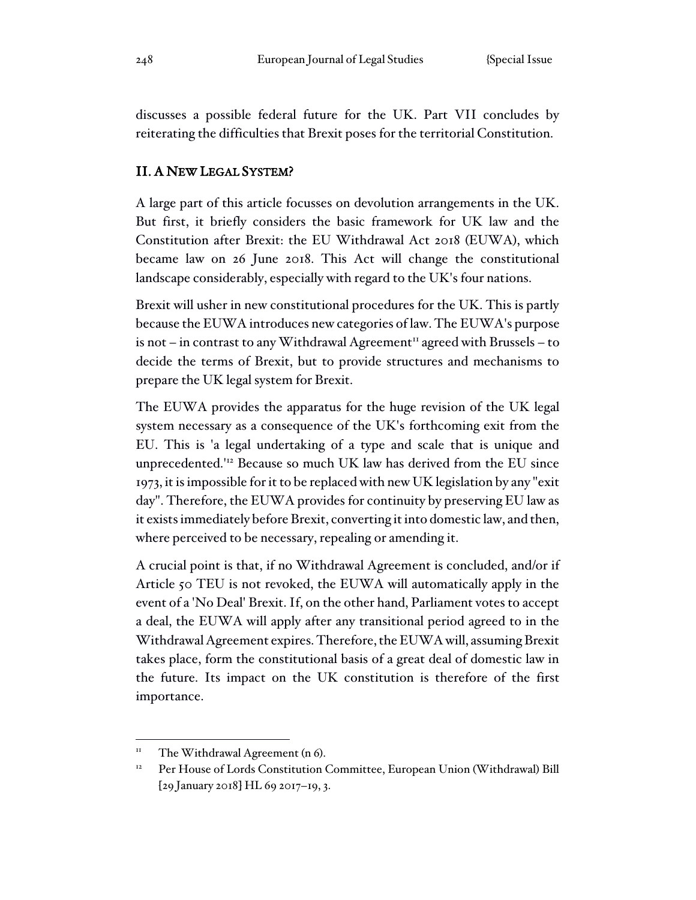discusses a possible federal future for the UK. Part VII concludes by reiterating the difficulties that Brexit poses for the territorial Constitution.

## II. A NEW LEGAL SYSTEM?

A large part of this article focusses on devolution arrangements in the UK. But first, it briefly considers the basic framework for UK law and the Constitution after Brexit: the EU Withdrawal Act 2018 (EUWA), which became law on 26 June 2018. This Act will change the constitutional landscape considerably, especially with regard to the UK's four nations.

Brexit will usher in new constitutional procedures for the UK. This is partly because the EUWA introduces new categories of law. The EUWA's purpose is not – in contrast to any Withdrawal Agreement[11] agreed with Brussels – to decide the terms of Brexit, but to provide structures and mechanisms to prepare the UK legal system for Brexit.

The EUWA provides the apparatus for the huge revision of the UK legal system necessary as a consequence of the UK's forthcoming exit from the EU. This is 'a legal undertaking of a type and scale that is unique and unprecedented.'[12] Because so much UK law has derived from the EU since 1973, it is impossible for it to be replaced with new UK legislation by any "exit day". Therefore, the EUWA provides for continuity by preserving EU law as it exists immediately before Brexit, converting it into domestic law, and then, where perceived to be necessary, repealing or amending it.

A crucial point is that, if no Withdrawal Agreement is concluded, and/or if Article 50 TEU is not revoked, the EUWA will automatically apply in the event of a 'No Deal' Brexit. If, on the other hand, Parliament votes to accept a deal, the EUWA will apply after any transitional period agreed to in the Withdrawal Agreement expires. Therefore, the EUWA will, assuming Brexit takes place, form the constitutional basis of a great deal of domestic law in the future. Its impact on the UK constitution is therefore of the first importance.

---

[11] The Withdrawal Agreement (n 6).

[12] Per House of Lords Constitution Committee, European Union (Withdrawal) Bill [29 January 2018] HL 69 2017–19, 3.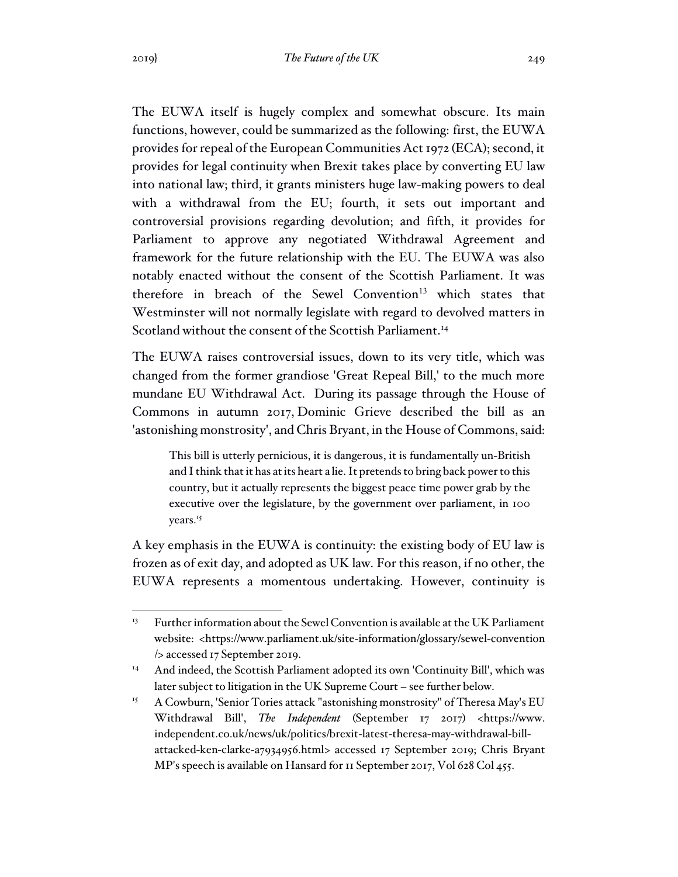The EUWA itself is hugely complex and somewhat obscure. Its main functions, however, could be summarized as the following: first, the EUWA provides for repeal of the European Communities Act 1972 (ECA); second, it provides for legal continuity when Brexit takes place by converting EU law into national law; third, it grants ministers huge law-making powers to deal with a withdrawal from the EU; fourth, it sets out important and controversial provisions regarding devolution; and fifth, it provides for Parliament to approve any negotiated Withdrawal Agreement and framework for the future relationship with the EU. The EUWA was also notably enacted without the consent of the Scottish Parliament. It was therefore in breach of the Sewel Convention[13] which states that Westminster will not normally legislate with regard to devolved matters in Scotland without the consent of the Scottish Parliament.[14]

The EUWA raises controversial issues, down to its very title, which was changed from the former grandiose 'Great Repeal Bill,' to the much more mundane EU Withdrawal Act. During its passage through the House of Commons in autumn 2017, Dominic Grieve described the bill as an 'astonishing monstrosity', and Chris Bryant, in the House of Commons, said:

> This bill is utterly pernicious, it is dangerous, it is fundamentally un-British and I think that it has at its heart a lie. It pretends to bring back power to this country, but it actually represents the biggest peace time power grab by the executive over the legislature, by the government over parliament, in 100 years.[15]

A key emphasis in the EUWA is continuity: the existing body of EU law is frozen as of exit day, and adopted as UK law. For this reason, if no other, the EUWA represents a momentous undertaking. However, continuity is

---

[13] Further information about the Sewel Convention is available at the UK Parliament website: <https://www.parliament.uk/site-information/glossary/sewel-convention/> accessed 17 September 2019.

[14] And indeed, the Scottish Parliament adopted its own 'Continuity Bill', which was later subject to litigation in the UK Supreme Court – see further below.

[15] A Cowburn, 'Senior Tories attack "astonishing monstrosity" of Theresa May's EU Withdrawal Bill', *The Independent* (September 17 2017) <https://www.independent.co.uk/news/uk/politics/brexit-latest-theresa-may-withdrawal-bill-attacked-ken-clarke-a7934956.html> accessed 17 September 2019; Chris Bryant MP's speech is available on Hansard for 11 September 2017, Vol 628 Col 455.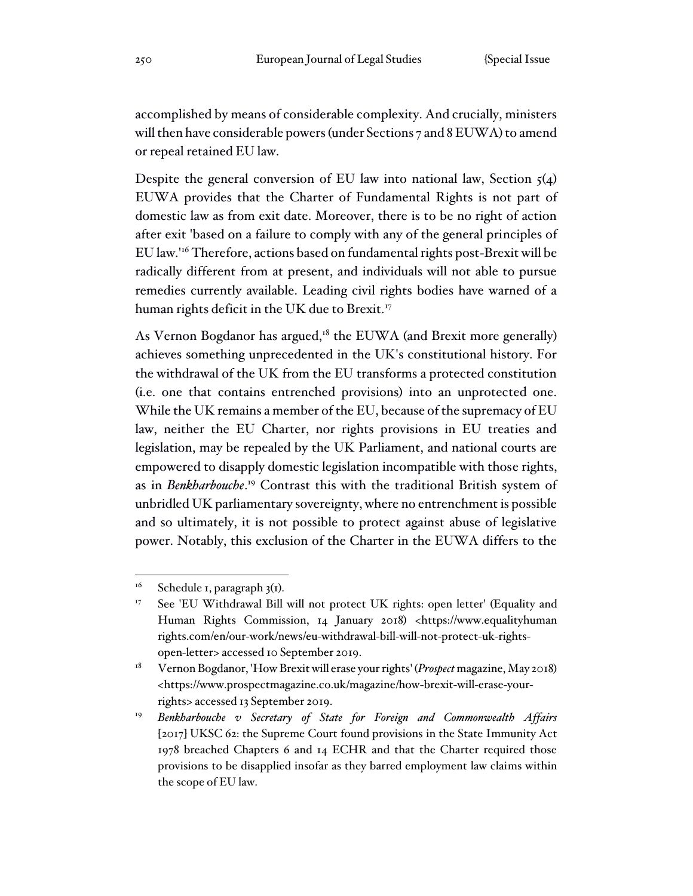accomplished by means of considerable complexity. And crucially, ministers will then have considerable powers (under Sections 7 and 8 EUWA) to amend or repeal retained EU law.

Despite the general conversion of EU law into national law, Section 5(4) EUWA provides that the Charter of Fundamental Rights is not part of domestic law as from exit date. Moreover, there is to be no right of action after exit 'based on a failure to comply with any of the general principles of EU law.'[16] Therefore, actions based on fundamental rights post-Brexit will be radically different from at present, and individuals will not able to pursue remedies currently available. Leading civil rights bodies have warned of a human rights deficit in the UK due to Brexit.[17]

As Vernon Bogdanor has argued,[18] the EUWA (and Brexit more generally) achieves something unprecedented in the UK's constitutional history. For the withdrawal of the UK from the EU transforms a protected constitution (i.e. one that contains entrenched provisions) into an unprotected one. While the UK remains a member of the EU, because of the supremacy of EU law, neither the EU Charter, nor rights provisions in EU treaties and legislation, may be repealed by the UK Parliament, and national courts are empowered to disapply domestic legislation incompatible with those rights, as in *Benkharbouche*.[19] Contrast this with the traditional British system of unbridled UK parliamentary sovereignty, where no entrenchment is possible and so ultimately, it is not possible to protect against abuse of legislative power. Notably, this exclusion of the Charter in the EUWA differs to the

---

[16] Schedule 1, paragraph 3(1).

[17] See 'EU Withdrawal Bill will not protect UK rights: open letter' (Equality and Human Rights Commission, 14 January 2018) <https://www.equalityhumanrights.com/en/our-work/news/eu-withdrawal-bill-will-not-protect-uk-rights-open-letter> accessed 10 September 2019.

[18] Vernon Bogdanor, 'How Brexit will erase your rights' (*Prospect* magazine, May 2018) <https://www.prospectmagazine.co.uk/magazine/how-brexit-will-erase-your-rights> accessed 13 September 2019.

[19] *Benkharbouche v Secretary of State for Foreign and Commonwealth Affairs* [2017] UKSC 62: the Supreme Court found provisions in the State Immunity Act 1978 breached Chapters 6 and 14 ECHR and that the Charter required those provisions to be disapplied insofar as they barred employment law claims within the scope of EU law.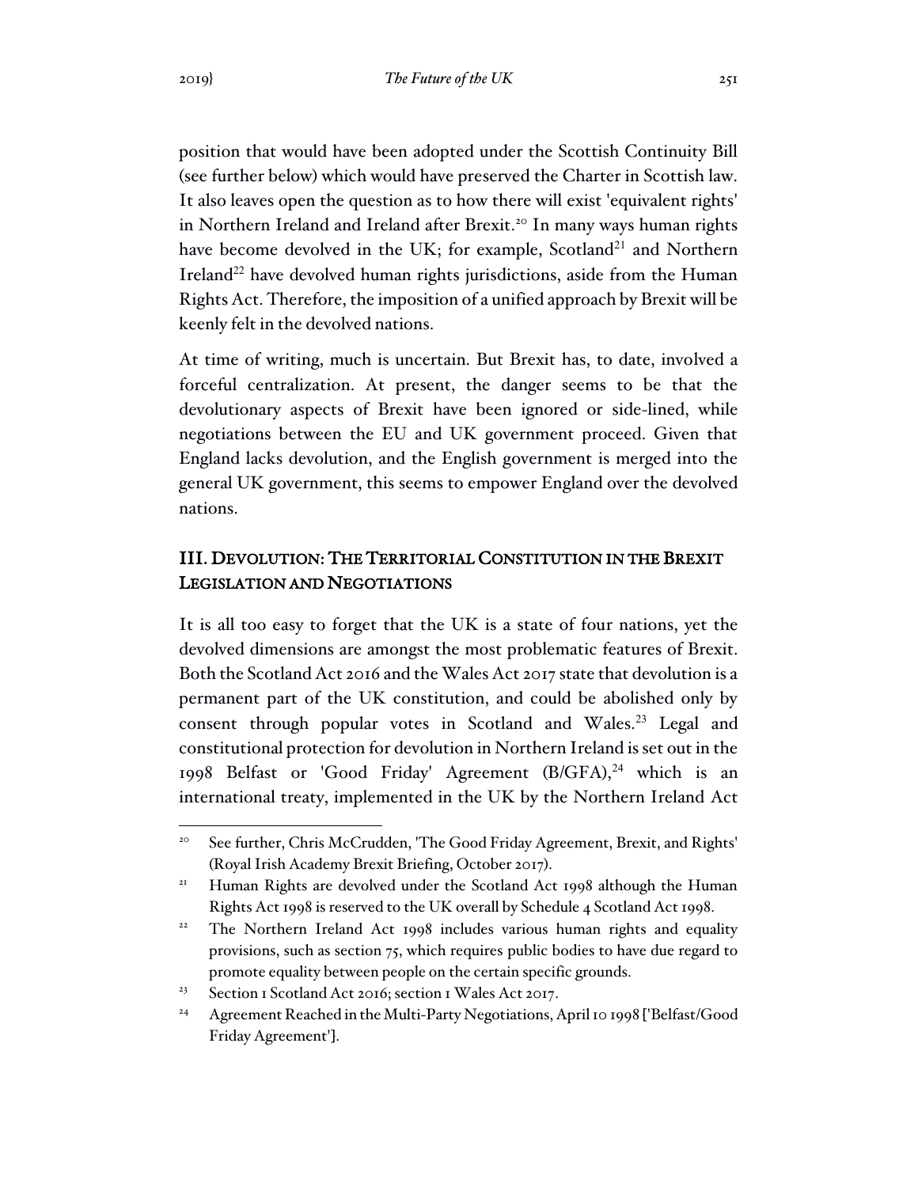position that would have been adopted under the Scottish Continuity Bill (see further below) which would have preserved the Charter in Scottish law. It also leaves open the question as to how there will exist 'equivalent rights' in Northern Ireland and Ireland after Brexit.[20] In many ways human rights have become devolved in the UK; for example, Scotland[21] and Northern Ireland[22] have devolved human rights jurisdictions, aside from the Human Rights Act. Therefore, the imposition of a unified approach by Brexit will be keenly felt in the devolved nations.

At time of writing, much is uncertain. But Brexit has, to date, involved a forceful centralization. At present, the danger seems to be that the devolutionary aspects of Brexit have been ignored or side-lined, while negotiations between the EU and UK government proceed. Given that England lacks devolution, and the English government is merged into the general UK government, this seems to empower England over the devolved nations.

## III. Devolution: The Territorial Constitution in the Brexit Legislation and Negotiations

It is all too easy to forget that the UK is a state of four nations, yet the devolved dimensions are amongst the most problematic features of Brexit. Both the Scotland Act 2016 and the Wales Act 2017 state that devolution is a permanent part of the UK constitution, and could be abolished only by consent through popular votes in Scotland and Wales.[23] Legal and constitutional protection for devolution in Northern Ireland is set out in the 1998 Belfast or 'Good Friday' Agreement (B/GFA),[24] which is an international treaty, implemented in the UK by the Northern Ireland Act

---

[20] See further, Chris McCrudden, 'The Good Friday Agreement, Brexit, and Rights' (Royal Irish Academy Brexit Briefing, October 2017).

[21] Human Rights are devolved under the Scotland Act 1998 although the Human Rights Act 1998 is reserved to the UK overall by Schedule 4 Scotland Act 1998.

[22] The Northern Ireland Act 1998 includes various human rights and equality provisions, such as section 75, which requires public bodies to have due regard to promote equality between people on the certain specific grounds.

[23] Section 1 Scotland Act 2016; section 1 Wales Act 2017.

[24] Agreement Reached in the Multi-Party Negotiations, April 10 1998 ['Belfast/Good Friday Agreement'].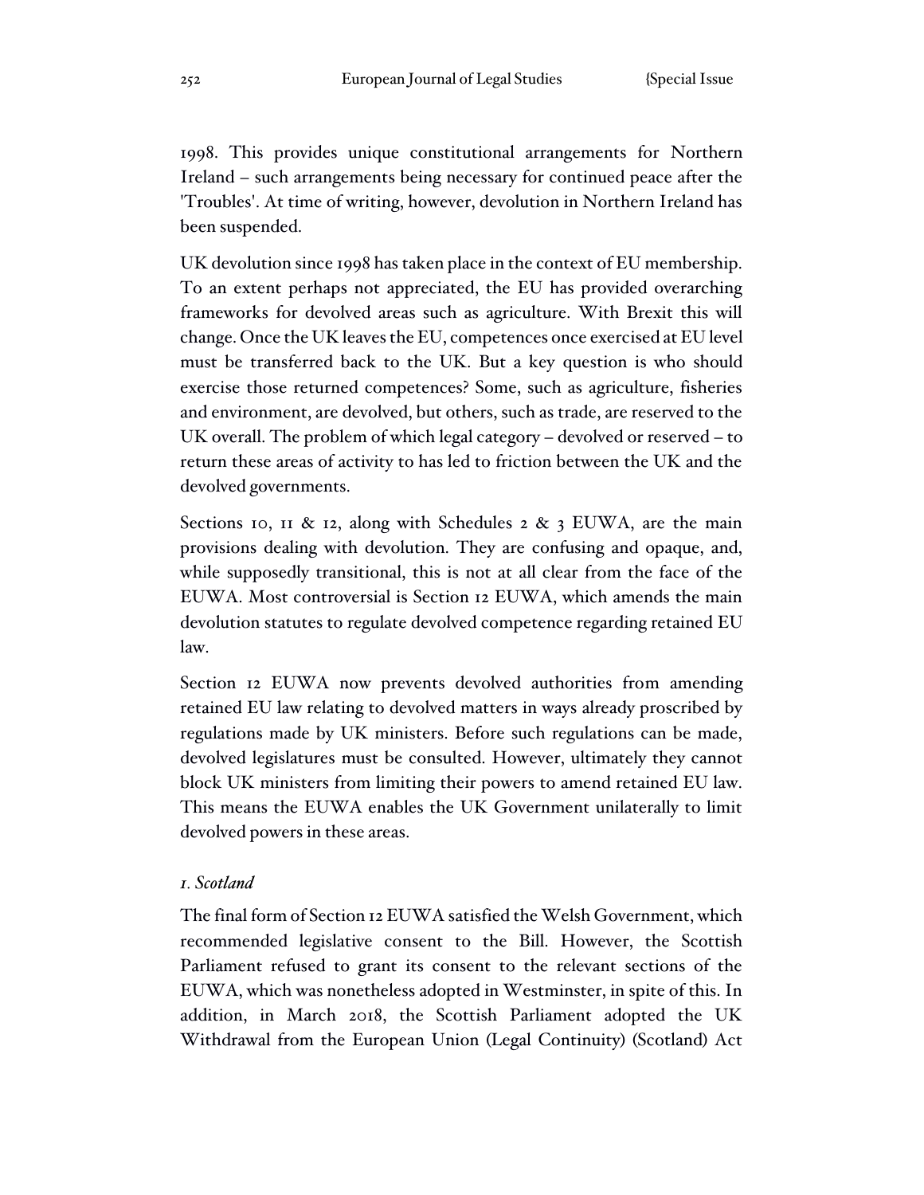1998. This provides unique constitutional arrangements for Northern Ireland – such arrangements being necessary for continued peace after the 'Troubles'. At time of writing, however, devolution in Northern Ireland has been suspended.

UK devolution since 1998 has taken place in the context of EU membership. To an extent perhaps not appreciated, the EU has provided overarching frameworks for devolved areas such as agriculture. With Brexit this will change. Once the UK leaves the EU, competences once exercised at EU level must be transferred back to the UK. But a key question is who should exercise those returned competences? Some, such as agriculture, fisheries and environment, are devolved, but others, such as trade, are reserved to the UK overall. The problem of which legal category – devolved or reserved – to return these areas of activity to has led to friction between the UK and the devolved governments.

Sections 10, 11 & 12, along with Schedules 2 & 3 EUWA, are the main provisions dealing with devolution. They are confusing and opaque, and, while supposedly transitional, this is not at all clear from the face of the EUWA. Most controversial is Section 12 EUWA, which amends the main devolution statutes to regulate devolved competence regarding retained EU law.

Section 12 EUWA now prevents devolved authorities from amending retained EU law relating to devolved matters in ways already proscribed by regulations made by UK ministers. Before such regulations can be made, devolved legislatures must be consulted. However, ultimately they cannot block UK ministers from limiting their powers to amend retained EU law. This means the EUWA enables the UK Government unilaterally to limit devolved powers in these areas.

### *1. Scotland*

The final form of Section 12 EUWA satisfied the Welsh Government, which recommended legislative consent to the Bill. However, the Scottish Parliament refused to grant its consent to the relevant sections of the EUWA, which was nonetheless adopted in Westminster, in spite of this. In addition, in March 2018, the Scottish Parliament adopted the UK Withdrawal from the European Union (Legal Continuity) (Scotland) Act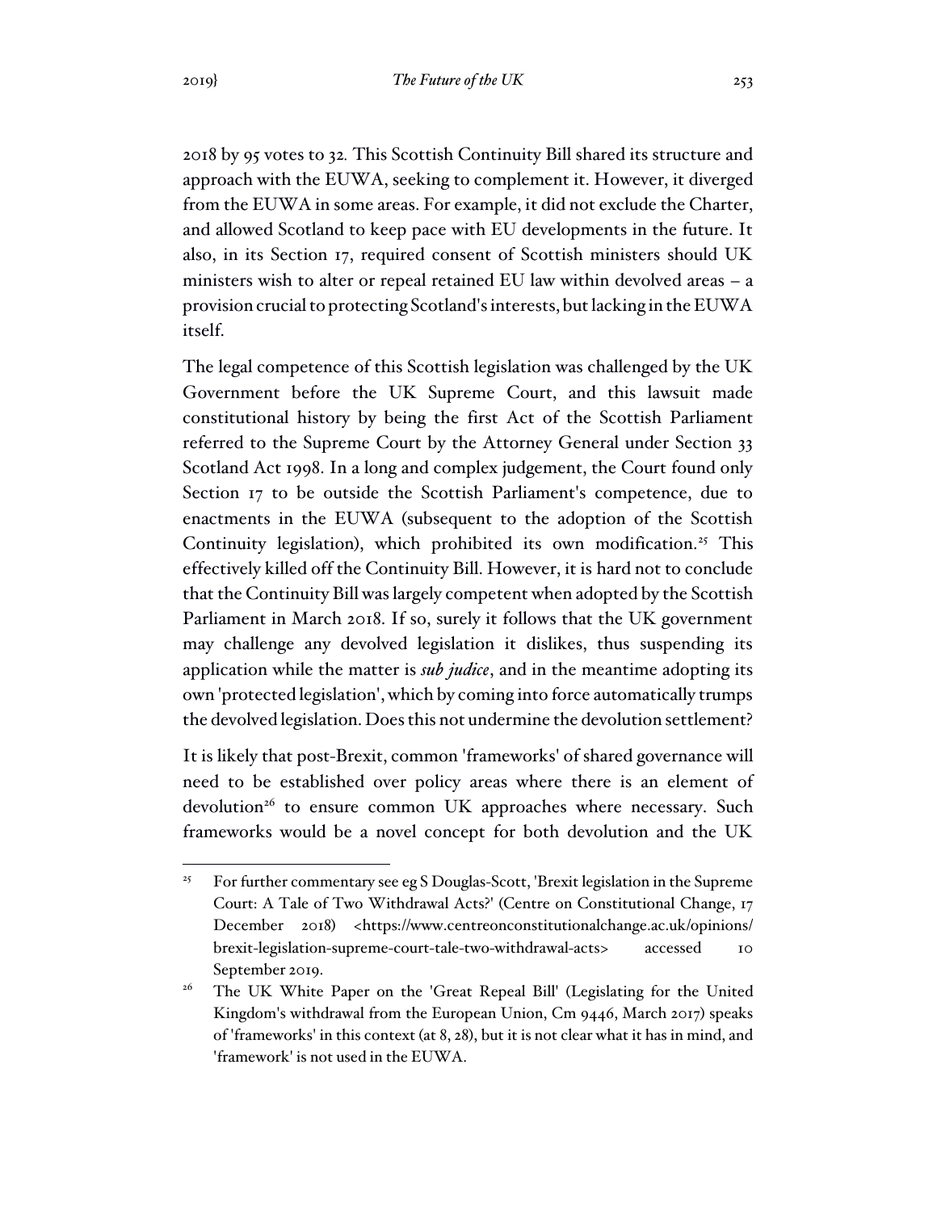2018 by 95 votes to 32. This Scottish Continuity Bill shared its structure and approach with the EUWA, seeking to complement it. However, it diverged from the EUWA in some areas. For example, it did not exclude the Charter, and allowed Scotland to keep pace with EU developments in the future. It also, in its Section 17, required consent of Scottish ministers should UK ministers wish to alter or repeal retained EU law within devolved areas – a provision crucial to protecting Scotland's interests, but lacking in the EUWA itself.

The legal competence of this Scottish legislation was challenged by the UK Government before the UK Supreme Court, and this lawsuit made constitutional history by being the first Act of the Scottish Parliament referred to the Supreme Court by the Attorney General under Section 33 Scotland Act 1998. In a long and complex judgement, the Court found only Section 17 to be outside the Scottish Parliament's competence, due to enactments in the EUWA (subsequent to the adoption of the Scottish Continuity legislation), which prohibited its own modification.[25] This effectively killed off the Continuity Bill. However, it is hard not to conclude that the Continuity Bill was largely competent when adopted by the Scottish Parliament in March 2018. If so, surely it follows that the UK government may challenge any devolved legislation it dislikes, thus suspending its application while the matter is *sub judice*, and in the meantime adopting its own 'protected legislation', which by coming into force automatically trumps the devolved legislation. Does this not undermine the devolution settlement?

It is likely that post-Brexit, common 'frameworks' of shared governance will need to be established over policy areas where there is an element of devolution[26] to ensure common UK approaches where necessary. Such frameworks would be a novel concept for both devolution and the UK

---

[25] For further commentary see eg S Douglas-Scott, 'Brexit legislation in the Supreme Court: A Tale of Two Withdrawal Acts?' (Centre on Constitutional Change, 17 December 2018) <https://www.centreonconstitutionalchange.ac.uk/opinions/brexit-legislation-supreme-court-tale-two-withdrawal-acts> accessed 10 September 2019.

[26] The UK White Paper on the 'Great Repeal Bill' (Legislating for the United Kingdom's withdrawal from the European Union, Cm 9446, March 2017) speaks of 'frameworks' in this context (at 8, 28), but it is not clear what it has in mind, and 'framework' is not used in the EUWA.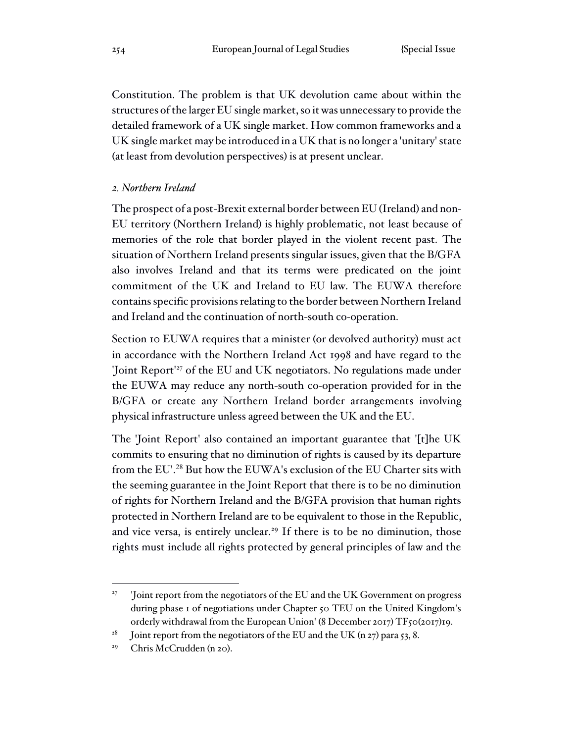Constitution. The problem is that UK devolution came about within the structures of the larger EU single market, so it was unnecessary to provide the detailed framework of a UK single market. How common frameworks and a UK single market may be introduced in a UK that is no longer a 'unitary' state (at least from devolution perspectives) is at present unclear.

### *2. Northern Ireland*

The prospect of a post-Brexit external border between EU (Ireland) and non-EU territory (Northern Ireland) is highly problematic, not least because of memories of the role that border played in the violent recent past. The situation of Northern Ireland presents singular issues, given that the B/GFA also involves Ireland and that its terms were predicated on the joint commitment of the UK and Ireland to EU law. The EUWA therefore contains specific provisions relating to the border between Northern Ireland and Ireland and the continuation of north-south co-operation.

Section 10 EUWA requires that a minister (or devolved authority) must act in accordance with the Northern Ireland Act 1998 and have regard to the 'Joint Report'[27] of the EU and UK negotiators. No regulations made under the EUWA may reduce any north-south co-operation provided for in the B/GFA or create any Northern Ireland border arrangements involving physical infrastructure unless agreed between the UK and the EU.

The 'Joint Report' also contained an important guarantee that '[t]he UK commits to ensuring that no diminution of rights is caused by its departure from the EU'.[28] But how the EUWA's exclusion of the EU Charter sits with the seeming guarantee in the Joint Report that there is to be no diminution of rights for Northern Ireland and the B/GFA provision that human rights protected in Northern Ireland are to be equivalent to those in the Republic, and vice versa, is entirely unclear.[29] If there is to be no diminution, those rights must include all rights protected by general principles of law and the

---

[27] 'Joint report from the negotiators of the EU and the UK Government on progress during phase 1 of negotiations under Chapter 50 TEU on the United Kingdom's orderly withdrawal from the European Union' (8 December 2017) TF50(2017)19.

[28] Joint report from the negotiators of the EU and the UK (n 27) para 53, 8.

[29] Chris McCrudden (n 20).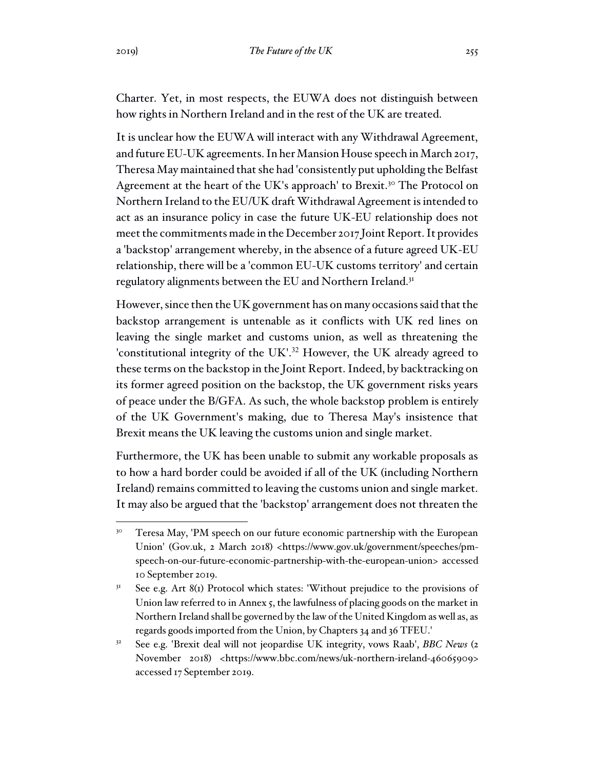Charter. Yet, in most respects, the EUWA does not distinguish between how rights in Northern Ireland and in the rest of the UK are treated.

It is unclear how the EUWA will interact with any Withdrawal Agreement, and future EU-UK agreements. In her Mansion House speech in March 2017, Theresa May maintained that she had 'consistently put upholding the Belfast Agreement at the heart of the UK's approach' to Brexit.[30] The Protocol on Northern Ireland to the EU/UK draft Withdrawal Agreement is intended to act as an insurance policy in case the future UK-EU relationship does not meet the commitments made in the December 2017 Joint Report. It provides a 'backstop' arrangement whereby, in the absence of a future agreed UK-EU relationship, there will be a 'common EU-UK customs territory' and certain regulatory alignments between the EU and Northern Ireland.[31]

However, since then the UK government has on many occasions said that the backstop arrangement is untenable as it conflicts with UK red lines on leaving the single market and customs union, as well as threatening the 'constitutional integrity of the UK'.[32] However, the UK already agreed to these terms on the backstop in the Joint Report. Indeed, by backtracking on its former agreed position on the backstop, the UK government risks years of peace under the B/GFA. As such, the whole backstop problem is entirely of the UK Government's making, due to Theresa May's insistence that Brexit means the UK leaving the customs union and single market.

Furthermore, the UK has been unable to submit any workable proposals as to how a hard border could be avoided if all of the UK (including Northern Ireland) remains committed to leaving the customs union and single market. It may also be argued that the 'backstop' arrangement does not threaten the

---

[30] Teresa May, 'PM speech on our future economic partnership with the European Union' (Gov.uk, 2 March 2018) <https://www.gov.uk/government/speeches/pm-speech-on-our-future-economic-partnership-with-the-european-union> accessed 10 September 2019.

[31] See e.g. Art 8(1) Protocol which states: 'Without prejudice to the provisions of Union law referred to in Annex 5, the lawfulness of placing goods on the market in Northern Ireland shall be governed by the law of the United Kingdom as well as, as regards goods imported from the Union, by Chapters 34 and 36 TFEU.'

[32] See e.g. 'Brexit deal will not jeopardise UK integrity, vows Raab', *BBC News* (2 November 2018) <https://www.bbc.com/news/uk-northern-ireland-46065909> accessed 17 September 2019.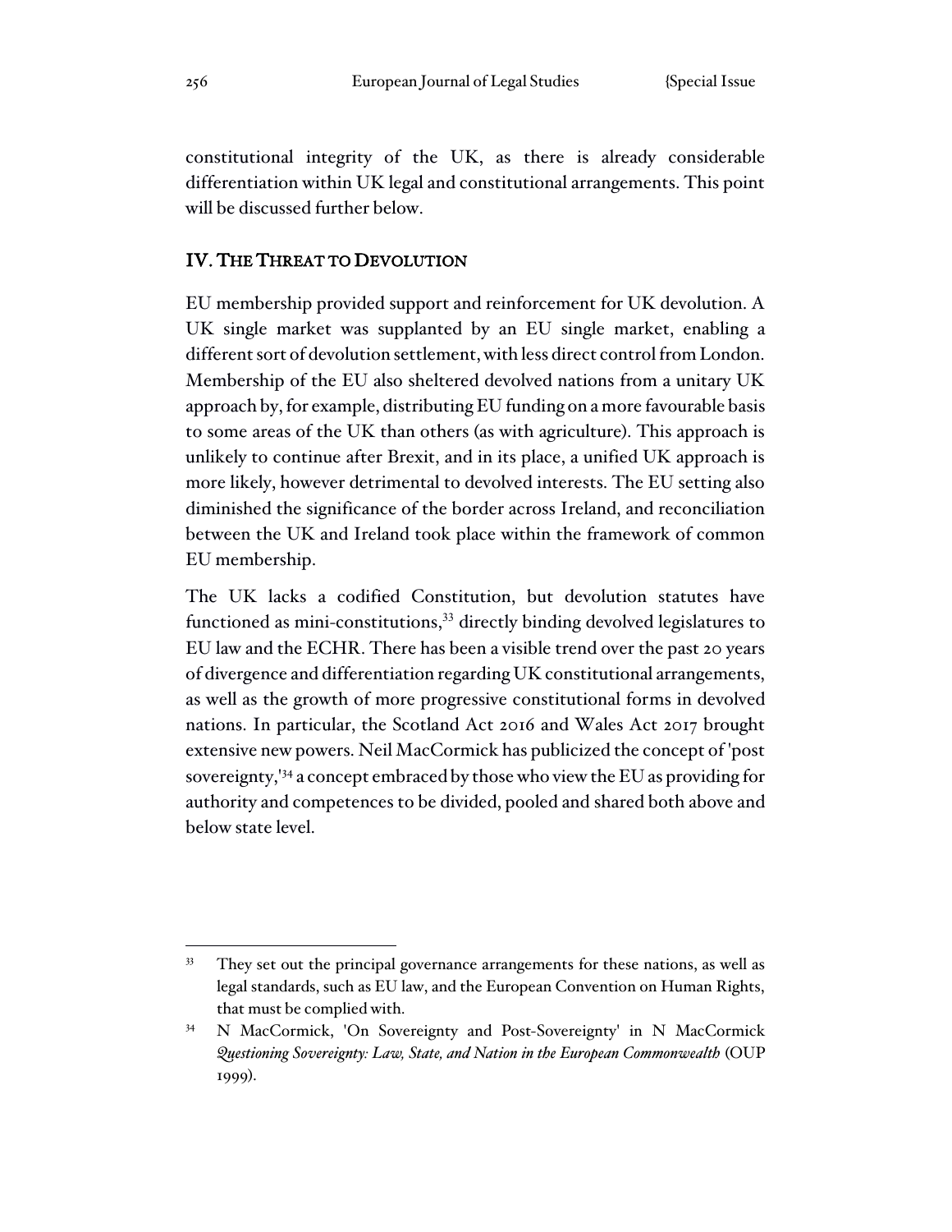constitutional integrity of the UK, as there is already considerable differentiation within UK legal and constitutional arrangements. This point will be discussed further below.

## IV. The Threat to Devolution

EU membership provided support and reinforcement for UK devolution. A UK single market was supplanted by an EU single market, enabling a different sort of devolution settlement, with less direct control from London. Membership of the EU also sheltered devolved nations from a unitary UK approach by, for example, distributing EU funding on a more favourable basis to some areas of the UK than others (as with agriculture). This approach is unlikely to continue after Brexit, and in its place, a unified UK approach is more likely, however detrimental to devolved interests. The EU setting also diminished the significance of the border across Ireland, and reconciliation between the UK and Ireland took place within the framework of common EU membership.

The UK lacks a codified Constitution, but devolution statutes have functioned as mini-constitutions,[33] directly binding devolved legislatures to EU law and the ECHR. There has been a visible trend over the past 20 years of divergence and differentiation regarding UK constitutional arrangements, as well as the growth of more progressive constitutional forms in devolved nations. In particular, the Scotland Act 2016 and Wales Act 2017 brought extensive new powers. Neil MacCormick has publicized the concept of 'post sovereignty,'[34] a concept embraced by those who view the EU as providing for authority and competences to be divided, pooled and shared both above and below state level.

---

[33] They set out the principal governance arrangements for these nations, as well as legal standards, such as EU law, and the European Convention on Human Rights, that must be complied with.

[34] N MacCormick, 'On Sovereignty and Post-Sovereignty' in N MacCormick *Questioning Sovereignty: Law, State, and Nation in the European Commonwealth* (OUP 1999).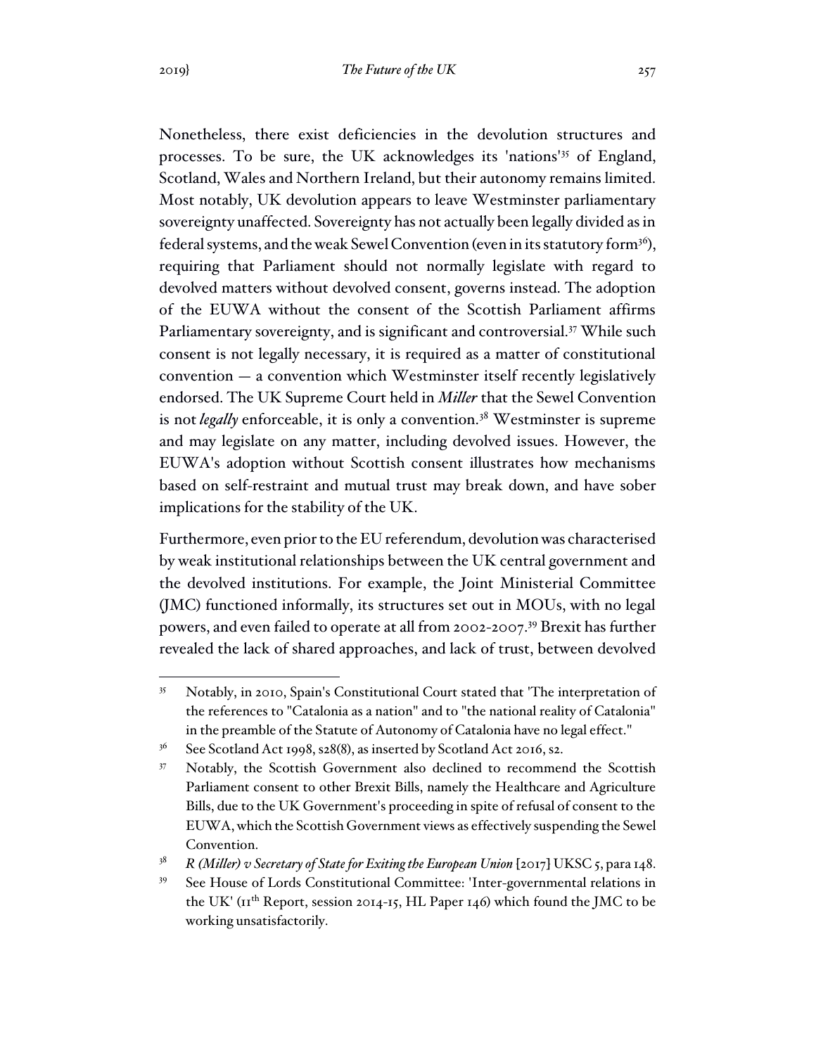Nonetheless, there exist deficiencies in the devolution structures and processes. To be sure, the UK acknowledges its 'nations'[35] of England, Scotland, Wales and Northern Ireland, but their autonomy remains limited. Most notably, UK devolution appears to leave Westminster parliamentary sovereignty unaffected. Sovereignty has not actually been legally divided as in federal systems, and the weak Sewel Convention (even in its statutory form[36]), requiring that Parliament should not normally legislate with regard to devolved matters without devolved consent, governs instead. The adoption of the EUWA without the consent of the Scottish Parliament affirms Parliamentary sovereignty, and is significant and controversial.[37] While such consent is not legally necessary, it is required as a matter of constitutional convention — a convention which Westminster itself recently legislatively endorsed. The UK Supreme Court held in *Miller* that the Sewel Convention is not *legally* enforceable, it is only a convention.[38] Westminster is supreme and may legislate on any matter, including devolved issues. However, the EUWA's adoption without Scottish consent illustrates how mechanisms based on self-restraint and mutual trust may break down, and have sober implications for the stability of the UK.

Furthermore, even prior to the EU referendum, devolution was characterised by weak institutional relationships between the UK central government and the devolved institutions. For example, the Joint Ministerial Committee (JMC) functioned informally, its structures set out in MOUs, with no legal powers, and even failed to operate at all from 2002-2007.[39] Brexit has further revealed the lack of shared approaches, and lack of trust, between devolved

---

[35] Notably, in 2010, Spain's Constitutional Court stated that 'The interpretation of the references to "Catalonia as a nation" and to "the national reality of Catalonia" in the preamble of the Statute of Autonomy of Catalonia have no legal effect."

[36] See Scotland Act 1998, s28(8), as inserted by Scotland Act 2016, s2.

[37] Notably, the Scottish Government also declined to recommend the Scottish Parliament consent to other Brexit Bills, namely the Healthcare and Agriculture Bills, due to the UK Government's proceeding in spite of refusal of consent to the EUWA, which the Scottish Government views as effectively suspending the Sewel Convention.

[38] *R (Miller) v Secretary of State for Exiting the European Union* [2017] UKSC 5, para 148.

[39] See House of Lords Constitutional Committee: 'Inter-governmental relations in the UK' (11th Report, session 2014-15, HL Paper 146) which found the JMC to be working unsatisfactorily.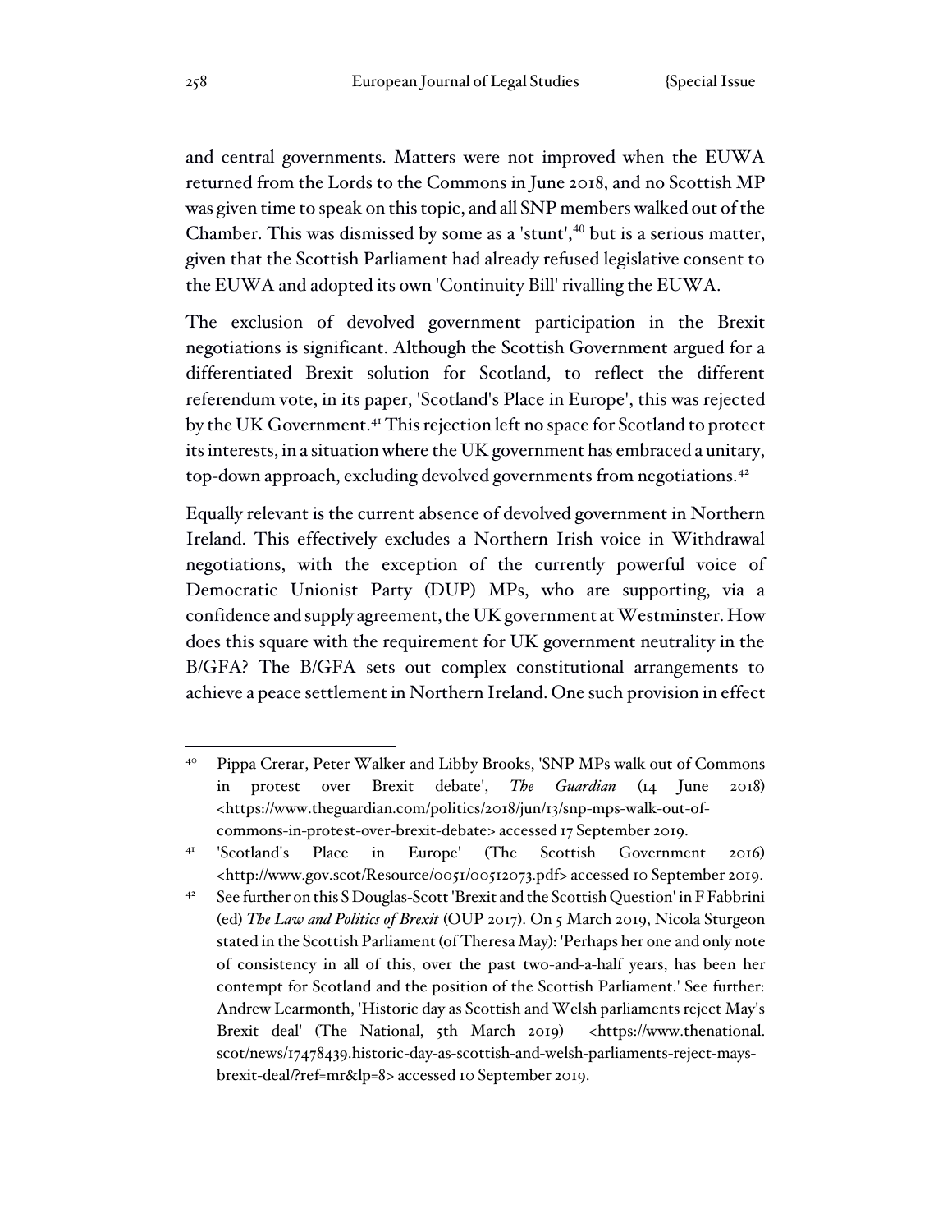and central governments. Matters were not improved when the EUWA returned from the Lords to the Commons in June 2018, and no Scottish MP was given time to speak on this topic, and all SNP members walked out of the Chamber. This was dismissed by some as a 'stunt',[40] but is a serious matter, given that the Scottish Parliament had already refused legislative consent to the EUWA and adopted its own 'Continuity Bill' rivalling the EUWA.

The exclusion of devolved government participation in the Brexit negotiations is significant. Although the Scottish Government argued for a differentiated Brexit solution for Scotland, to reflect the different referendum vote, in its paper, 'Scotland's Place in Europe', this was rejected by the UK Government.[41] This rejection left no space for Scotland to protect its interests, in a situation where the UK government has embraced a unitary, top-down approach, excluding devolved governments from negotiations.[42]

Equally relevant is the current absence of devolved government in Northern Ireland. This effectively excludes a Northern Irish voice in Withdrawal negotiations, with the exception of the currently powerful voice of Democratic Unionist Party (DUP) MPs, who are supporting, via a confidence and supply agreement, the UK government at Westminster. How does this square with the requirement for UK government neutrality in the B/GFA? The B/GFA sets out complex constitutional arrangements to achieve a peace settlement in Northern Ireland. One such provision in effect

---

[40] Pippa Crerar, Peter Walker and Libby Brooks, 'SNP MPs walk out of Commons in protest over Brexit debate', *The Guardian* (14 June 2018) <https://www.theguardian.com/politics/2018/jun/13/snp-mps-walk-out-of-commons-in-protest-over-brexit-debate> accessed 17 September 2019.

[41] 'Scotland's Place in Europe' (The Scottish Government 2016) <http://www.gov.scot/Resource/0051/00512073.pdf> accessed 10 September 2019.

[42] See further on this S Douglas-Scott 'Brexit and the Scottish Question' in F Fabbrini (ed) *The Law and Politics of Brexit* (OUP 2017). On 5 March 2019, Nicola Sturgeon stated in the Scottish Parliament (of Theresa May): 'Perhaps her one and only note of consistency in all of this, over the past two-and-a-half years, has been her contempt for Scotland and the position of the Scottish Parliament.' See further: Andrew Learmonth, 'Historic day as Scottish and Welsh parliaments reject May's Brexit deal' (The National, 5th March 2019) <https://www.thenational.scot/news/17478439.historic-day-as-scottish-and-welsh-parliaments-reject-mays-brexit-deal/?ref=mr&lp=8> accessed 10 September 2019.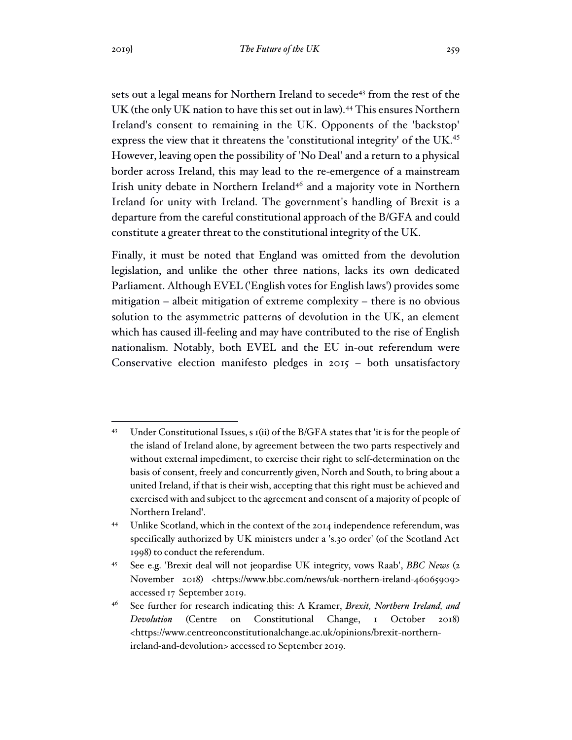sets out a legal means for Northern Ireland to secede[43] from the rest of the UK (the only UK nation to have this set out in law).[44] This ensures Northern Ireland's consent to remaining in the UK. Opponents of the 'backstop' express the view that it threatens the 'constitutional integrity' of the UK.[45] However, leaving open the possibility of 'No Deal' and a return to a physical border across Ireland, this may lead to the re-emergence of a mainstream Irish unity debate in Northern Ireland[46] and a majority vote in Northern Ireland for unity with Ireland. The government's handling of Brexit is a departure from the careful constitutional approach of the B/GFA and could constitute a greater threat to the constitutional integrity of the UK.

Finally, it must be noted that England was omitted from the devolution legislation, and unlike the other three nations, lacks its own dedicated Parliament. Although EVEL ('English votes for English laws') provides some mitigation – albeit mitigation of extreme complexity – there is no obvious solution to the asymmetric patterns of devolution in the UK, an element which has caused ill-feeling and may have contributed to the rise of English nationalism. Notably, both EVEL and the EU in-out referendum were Conservative election manifesto pledges in 2015 – both unsatisfactory

---

[43] Under Constitutional Issues, s 1(ii) of the B/GFA states that 'it is for the people of the island of Ireland alone, by agreement between the two parts respectively and without external impediment, to exercise their right to self-determination on the basis of consent, freely and concurrently given, North and South, to bring about a united Ireland, if that is their wish, accepting that this right must be achieved and exercised with and subject to the agreement and consent of a majority of people of Northern Ireland'.

[44] Unlike Scotland, which in the context of the 2014 independence referendum, was specifically authorized by UK ministers under a 's.30 order' (of the Scotland Act 1998) to conduct the referendum.

[45] See e.g. 'Brexit deal will not jeopardise UK integrity, vows Raab', *BBC News* (2 November 2018) <https://www.bbc.com/news/uk-northern-ireland-46065909> accessed 17 September 2019.

[46] See further for research indicating this: A Kramer, *Brexit, Northern Ireland, and Devolution* (Centre on Constitutional Change, 1 October 2018) <https://www.centreonconstitutionalchange.ac.uk/opinions/brexit-northern-ireland-and-devolution> accessed 10 September 2019.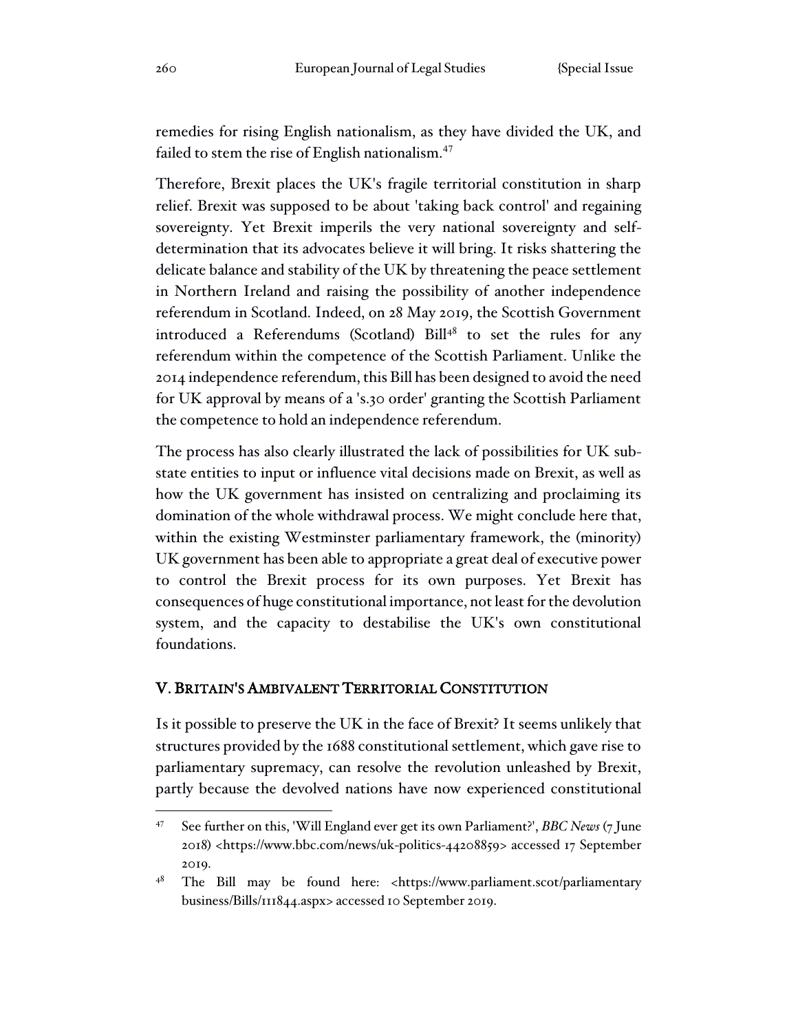remedies for rising English nationalism, as they have divided the UK, and failed to stem the rise of English nationalism.[47]

Therefore, Brexit places the UK's fragile territorial constitution in sharp relief. Brexit was supposed to be about 'taking back control' and regaining sovereignty. Yet Brexit imperils the very national sovereignty and self-determination that its advocates believe it will bring. It risks shattering the delicate balance and stability of the UK by threatening the peace settlement in Northern Ireland and raising the possibility of another independence referendum in Scotland. Indeed, on 28 May 2019, the Scottish Government introduced a Referendums (Scotland) Bill[48] to set the rules for any referendum within the competence of the Scottish Parliament. Unlike the 2014 independence referendum, this Bill has been designed to avoid the need for UK approval by means of a 's.30 order' granting the Scottish Parliament the competence to hold an independence referendum.

The process has also clearly illustrated the lack of possibilities for UK sub-state entities to input or influence vital decisions made on Brexit, as well as how the UK government has insisted on centralizing and proclaiming its domination of the whole withdrawal process. We might conclude here that, within the existing Westminster parliamentary framework, the (minority) UK government has been able to appropriate a great deal of executive power to control the Brexit process for its own purposes. Yet Brexit has consequences of huge constitutional importance, not least for the devolution system, and the capacity to destabilise the UK's own constitutional foundations.

## V. Britain's Ambivalent Territorial Constitution

Is it possible to preserve the UK in the face of Brexit? It seems unlikely that structures provided by the 1688 constitutional settlement, which gave rise to parliamentary supremacy, can resolve the revolution unleashed by Brexit, partly because the devolved nations have now experienced constitutional

---

[47] See further on this, 'Will England ever get its own Parliament?', *BBC News* (7 June 2018) <https://www.bbc.com/news/uk-politics-44208859> accessed 17 September 2019.

[48] The Bill may be found here: <https://www.parliament.scot/parliamentary business/Bills/111844.aspx> accessed 10 September 2019.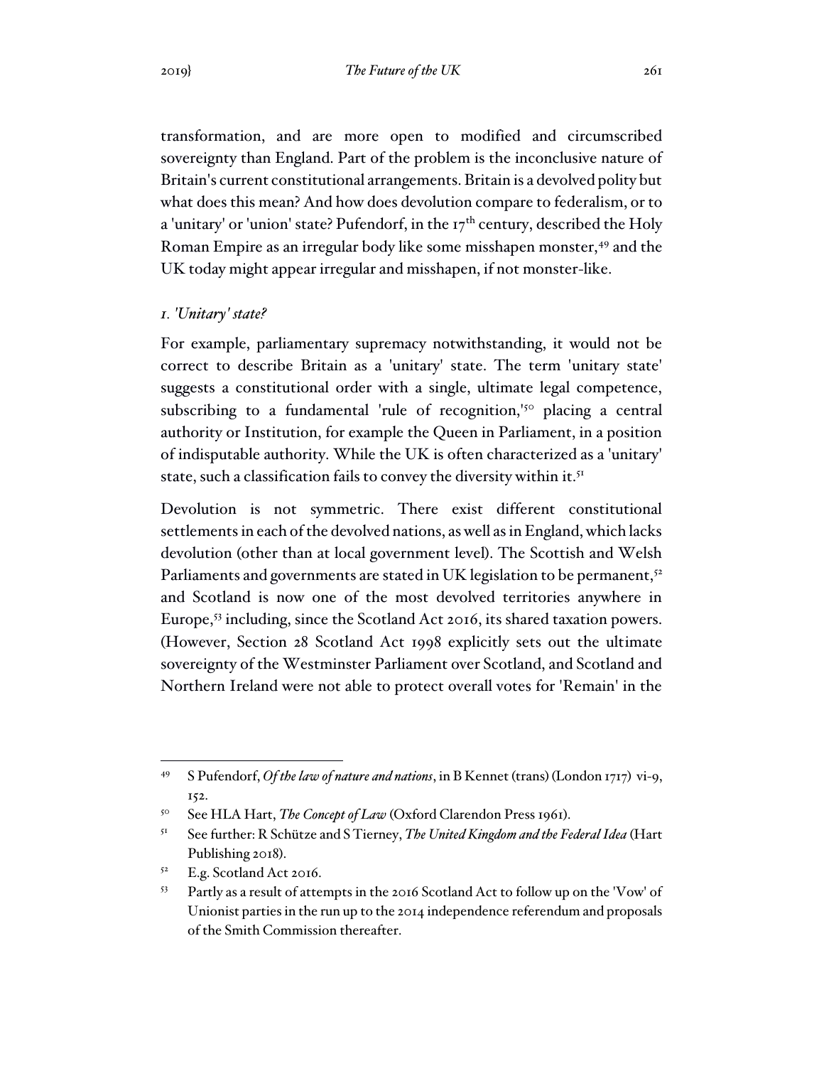transformation, and are more open to modified and circumscribed sovereignty than England. Part of the problem is the inconclusive nature of Britain's current constitutional arrangements. Britain is a devolved polity but what does this mean? And how does devolution compare to federalism, or to a 'unitary' or 'union' state? Pufendorf, in the 17th century, described the Holy Roman Empire as an irregular body like some misshapen monster,[49] and the UK today might appear irregular and misshapen, if not monster-like.

### *1. 'Unitary' state?*

For example, parliamentary supremacy notwithstanding, it would not be correct to describe Britain as a 'unitary' state. The term 'unitary state' suggests a constitutional order with a single, ultimate legal competence, subscribing to a fundamental 'rule of recognition,'[50] placing a central authority or Institution, for example the Queen in Parliament, in a position of indisputable authority. While the UK is often characterized as a 'unitary' state, such a classification fails to convey the diversity within it.[51]

Devolution is not symmetric. There exist different constitutional settlements in each of the devolved nations, as well as in England, which lacks devolution (other than at local government level). The Scottish and Welsh Parliaments and governments are stated in UK legislation to be permanent,[52] and Scotland is now one of the most devolved territories anywhere in Europe,[53] including, since the Scotland Act 2016, its shared taxation powers. (However, Section 28 Scotland Act 1998 explicitly sets out the ultimate sovereignty of the Westminster Parliament over Scotland, and Scotland and Northern Ireland were not able to protect overall votes for 'Remain' in the

---

[49] S Pufendorf, *Of the law of nature and nations*, in B Kennet (trans) (London 1717) vi-9, 152.

[50] See HLA Hart, *The Concept of Law* (Oxford Clarendon Press 1961).

[51] See further: R Schütze and S Tierney, *The United Kingdom and the Federal Idea* (Hart Publishing 2018).

[52] E.g. Scotland Act 2016.

[53] Partly as a result of attempts in the 2016 Scotland Act to follow up on the 'Vow' of Unionist parties in the run up to the 2014 independence referendum and proposals of the Smith Commission thereafter.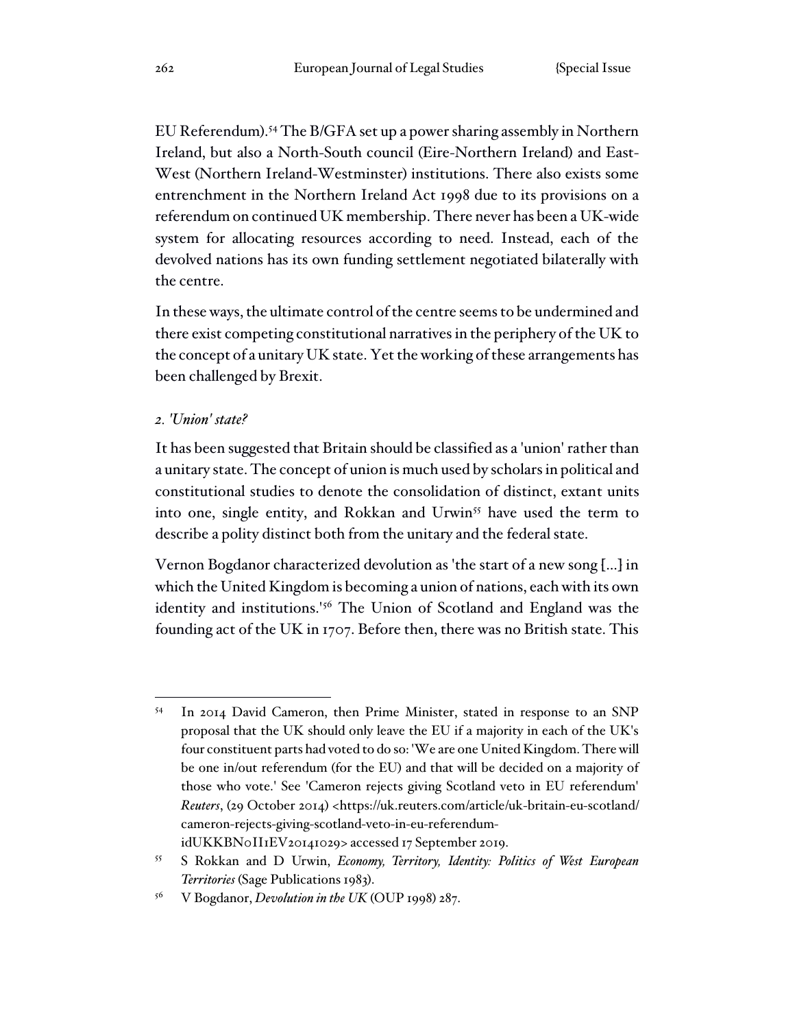EU Referendum).[54] The B/GFA set up a power sharing assembly in Northern Ireland, but also a North-South council (Eire-Northern Ireland) and East-West (Northern Ireland-Westminster) institutions. There also exists some entrenchment in the Northern Ireland Act 1998 due to its provisions on a referendum on continued UK membership. There never has been a UK-wide system for allocating resources according to need. Instead, each of the devolved nations has its own funding settlement negotiated bilaterally with the centre.

In these ways, the ultimate control of the centre seems to be undermined and there exist competing constitutional narratives in the periphery of the UK to the concept of a unitary UK state. Yet the working of these arrangements has been challenged by Brexit.

### *2. 'Union' state?*

It has been suggested that Britain should be classified as a 'union' rather than a unitary state. The concept of union is much used by scholars in political and constitutional studies to denote the consolidation of distinct, extant units into one, single entity, and Rokkan and Urwin[55] have used the term to describe a polity distinct both from the unitary and the federal state.

Vernon Bogdanor characterized devolution as 'the start of a new song [...] in which the United Kingdom is becoming a union of nations, each with its own identity and institutions.'[56] The Union of Scotland and England was the founding act of the UK in 1707. Before then, there was no British state. This

---

[54] In 2014 David Cameron, then Prime Minister, stated in response to an SNP proposal that the UK should only leave the EU if a majority in each of the UK's four constituent parts had voted to do so: 'We are one United Kingdom. There will be one in/out referendum (for the EU) and that will be decided on a majority of those who vote.' See 'Cameron rejects giving Scotland veto in EU referendum' *Reuters*, (29 October 2014) <https://uk.reuters.com/article/uk-britain-eu-scotland/cameron-rejects-giving-scotland-veto-in-eu-referendum-idUKKBN0II1EV20141029> accessed 17 September 2019.

[55] S Rokkan and D Urwin, *Economy, Territory, Identity: Politics of West European Territories* (Sage Publications 1983).

[56] V Bogdanor, *Devolution in the UK* (OUP 1998) 287.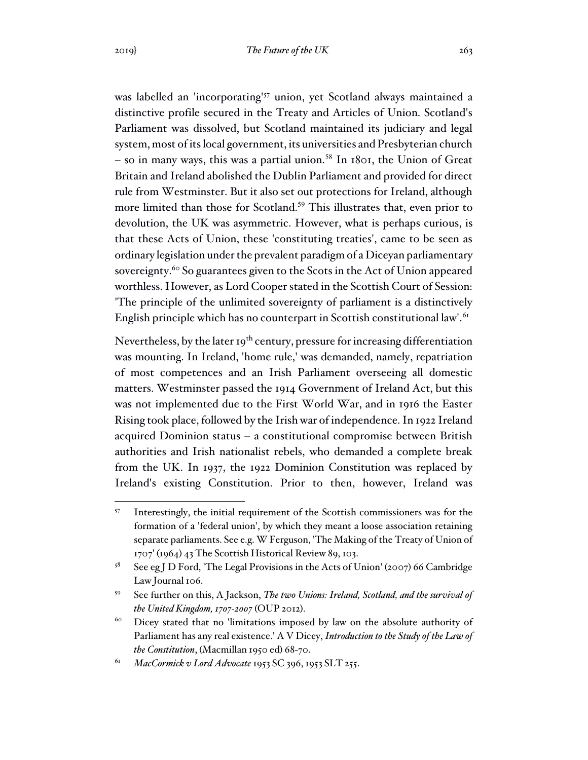was labelled an 'incorporating'[57] union, yet Scotland always maintained a distinctive profile secured in the Treaty and Articles of Union. Scotland's Parliament was dissolved, but Scotland maintained its judiciary and legal system, most of its local government, its universities and Presbyterian church – so in many ways, this was a partial union.[58] In 1801, the Union of Great Britain and Ireland abolished the Dublin Parliament and provided for direct rule from Westminster. But it also set out protections for Ireland, although more limited than those for Scotland.[59] This illustrates that, even prior to devolution, the UK was asymmetric. However, what is perhaps curious, is that these Acts of Union, these 'constituting treaties', came to be seen as ordinary legislation under the prevalent paradigm of a Diceyan parliamentary sovereignty.[60] So guarantees given to the Scots in the Act of Union appeared worthless. However, as Lord Cooper stated in the Scottish Court of Session: 'The principle of the unlimited sovereignty of parliament is a distinctively English principle which has no counterpart in Scottish constitutional law'.[61]

Nevertheless, by the later 19th century, pressure for increasing differentiation was mounting. In Ireland, 'home rule,' was demanded, namely, repatriation of most competences and an Irish Parliament overseeing all domestic matters. Westminster passed the 1914 Government of Ireland Act, but this was not implemented due to the First World War, and in 1916 the Easter Rising took place, followed by the Irish war of independence. In 1922 Ireland acquired Dominion status – a constitutional compromise between British authorities and Irish nationalist rebels, who demanded a complete break from the UK. In 1937, the 1922 Dominion Constitution was replaced by Ireland's existing Constitution. Prior to then, however, Ireland was

---

[57] Interestingly, the initial requirement of the Scottish commissioners was for the formation of a 'federal union', by which they meant a loose association retaining separate parliaments. See e.g. W Ferguson, 'The Making of the Treaty of Union of 1707' (1964) 43 The Scottish Historical Review 89, 103.

[58] See eg J D Ford, 'The Legal Provisions in the Acts of Union' (2007) 66 Cambridge Law Journal 106.

[59] See further on this, A Jackson, *The two Unions: Ireland, Scotland, and the survival of the United Kingdom, 1707-2007* (OUP 2012).

[60] Dicey stated that no 'limitations imposed by law on the absolute authority of Parliament has any real existence.' A V Dicey, *Introduction to the Study of the Law of the Constitution*, (Macmillan 1950 ed) 68-70.

[61] *MacCormick v Lord Advocate* 1953 SC 396, 1953 SLT 255.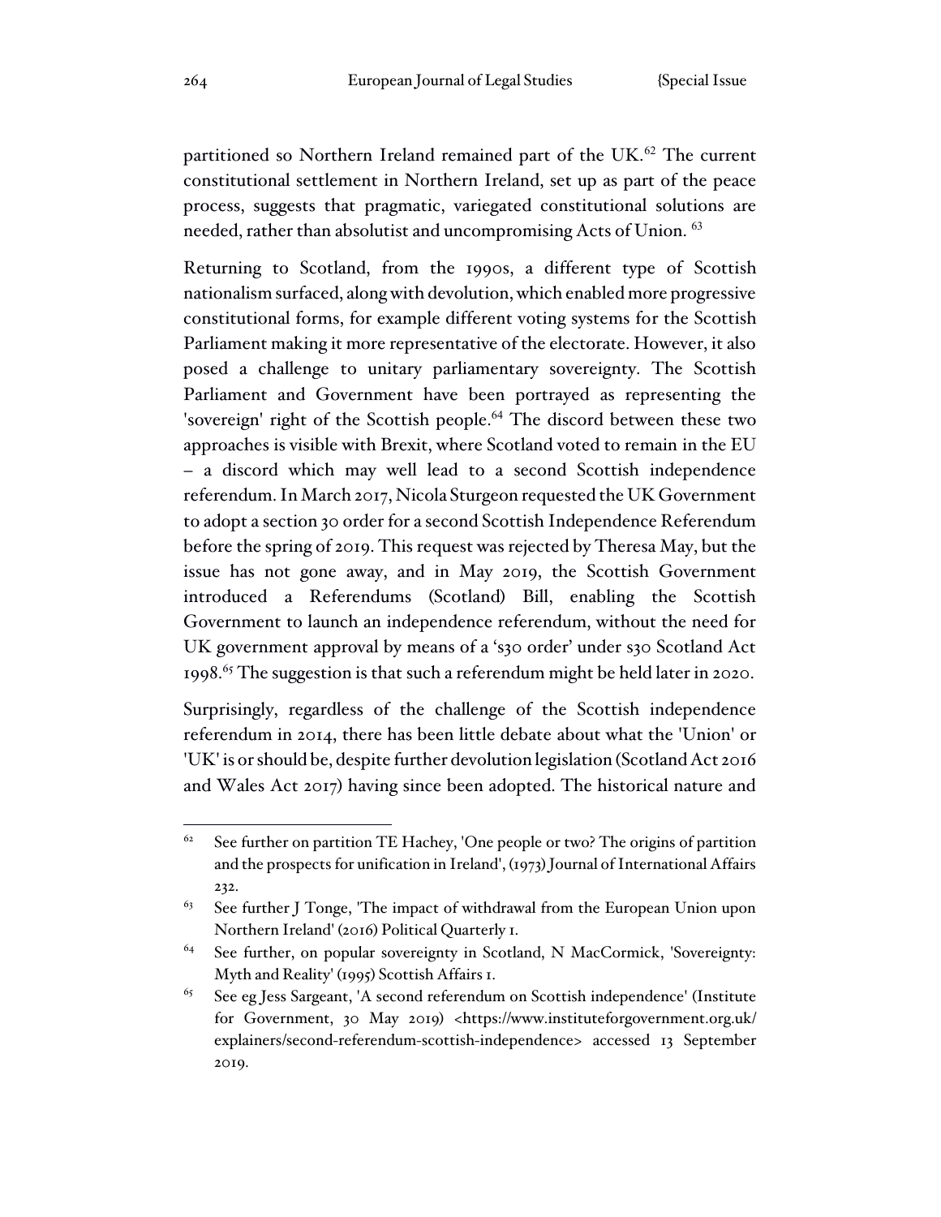partitioned so Northern Ireland remained part of the UK.[62] The current constitutional settlement in Northern Ireland, set up as part of the peace process, suggests that pragmatic, variegated constitutional solutions are needed, rather than absolutist and uncompromising Acts of Union.[63]

Returning to Scotland, from the 1990s, a different type of Scottish nationalism surfaced, along with devolution, which enabled more progressive constitutional forms, for example different voting systems for the Scottish Parliament making it more representative of the electorate. However, it also posed a challenge to unitary parliamentary sovereignty. The Scottish Parliament and Government have been portrayed as representing the 'sovereign' right of the Scottish people.[64] The discord between these two approaches is visible with Brexit, where Scotland voted to remain in the EU – a discord which may well lead to a second Scottish independence referendum. In March 2017, Nicola Sturgeon requested the UK Government to adopt a section 30 order for a second Scottish Independence Referendum before the spring of 2019. This request was rejected by Theresa May, but the issue has not gone away, and in May 2019, the Scottish Government introduced a Referendums (Scotland) Bill, enabling the Scottish Government to launch an independence referendum, without the need for UK government approval by means of a 's30 order' under s30 Scotland Act 1998.[65] The suggestion is that such a referendum might be held later in 2020.

Surprisingly, regardless of the challenge of the Scottish independence referendum in 2014, there has been little debate about what the 'Union' or 'UK' is or should be, despite further devolution legislation (Scotland Act 2016 and Wales Act 2017) having since been adopted. The historical nature and

---

[62] See further on partition TE Hachey, 'One people or two? The origins of partition and the prospects for unification in Ireland', (1973) Journal of International Affairs 232.

[63] See further J Tonge, 'The impact of withdrawal from the European Union upon Northern Ireland' (2016) Political Quarterly 1.

[64] See further, on popular sovereignty in Scotland, N MacCormick, 'Sovereignty: Myth and Reality' (1995) Scottish Affairs 1.

[65] See eg Jess Sargeant, 'A second referendum on Scottish independence' (Institute for Government, 30 May 2019) <https://www.instituteforgovernment.org.uk/explainers/second-referendum-scottish-independence> accessed 13 September 2019.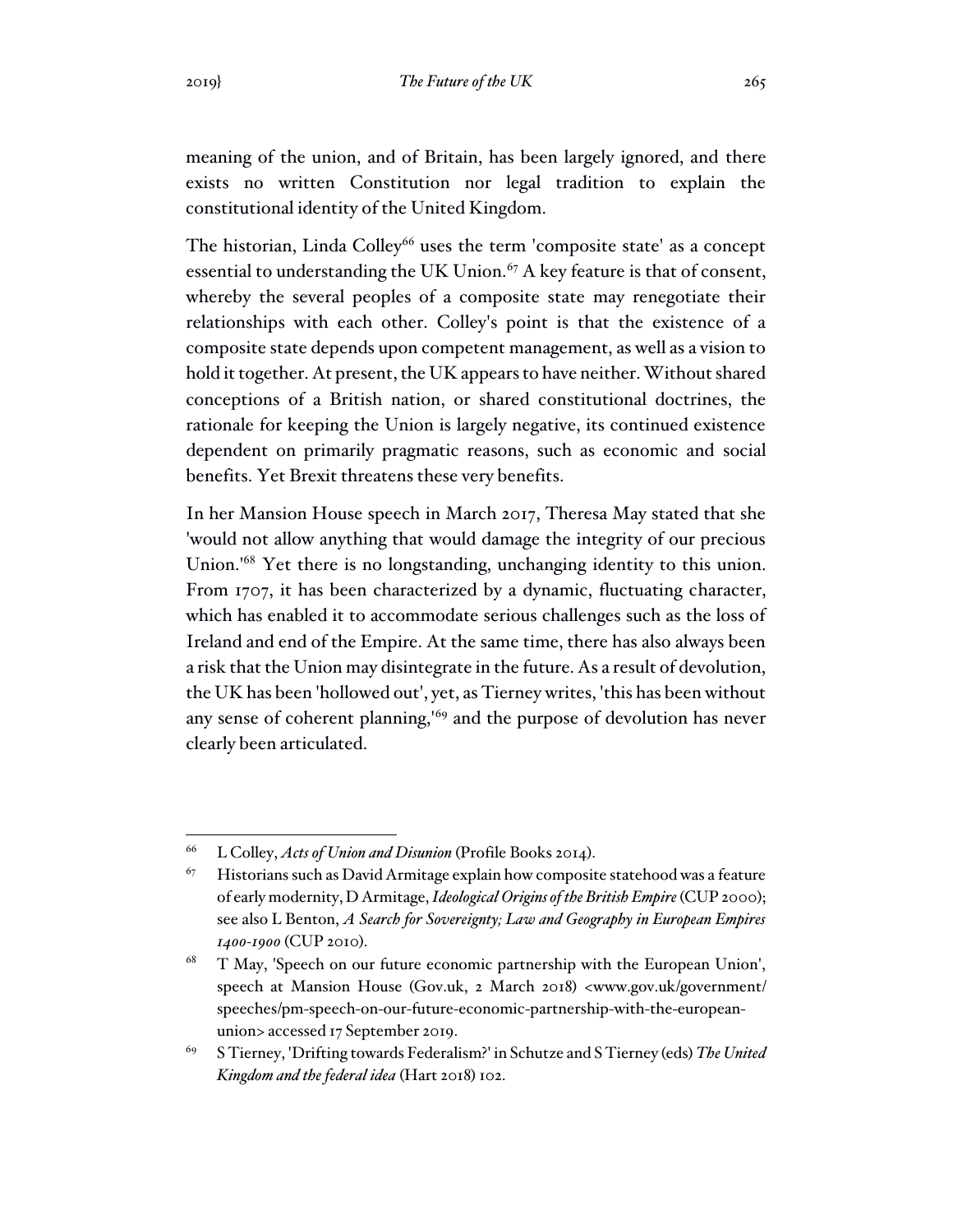meaning of the union, and of Britain, has been largely ignored, and there exists no written Constitution nor legal tradition to explain the constitutional identity of the United Kingdom.

The historian, Linda Colley[66] uses the term 'composite state' as a concept essential to understanding the UK Union.[67] A key feature is that of consent, whereby the several peoples of a composite state may renegotiate their relationships with each other. Colley's point is that the existence of a composite state depends upon competent management, as well as a vision to hold it together. At present, the UK appears to have neither. Without shared conceptions of a British nation, or shared constitutional doctrines, the rationale for keeping the Union is largely negative, its continued existence dependent on primarily pragmatic reasons, such as economic and social benefits. Yet Brexit threatens these very benefits.

In her Mansion House speech in March 2017, Theresa May stated that she 'would not allow anything that would damage the integrity of our precious Union.'[68] Yet there is no longstanding, unchanging identity to this union. From 1707, it has been characterized by a dynamic, fluctuating character, which has enabled it to accommodate serious challenges such as the loss of Ireland and end of the Empire. At the same time, there has also always been a risk that the Union may disintegrate in the future. As a result of devolution, the UK has been 'hollowed out', yet, as Tierney writes, 'this has been without any sense of coherent planning,'[69] and the purpose of devolution has never clearly been articulated.

---

[66] L Colley, *Acts of Union and Disunion* (Profile Books 2014).

[67] Historians such as David Armitage explain how composite statehood was a feature of early modernity, D Armitage, *Ideological Origins of the British Empire* (CUP 2000); see also L Benton, *A Search for Sovereignty; Law and Geography in European Empires 1400-1900* (CUP 2010).

[68] T May, 'Speech on our future economic partnership with the European Union', speech at Mansion House (Gov.uk, 2 March 2018) <www.gov.uk/government/speeches/pm-speech-on-our-future-economic-partnership-with-the-european-union> accessed 17 September 2019.

[69] S Tierney, 'Drifting towards Federalism?' in Schutze and S Tierney (eds) *The United Kingdom and the federal idea* (Hart 2018) 102.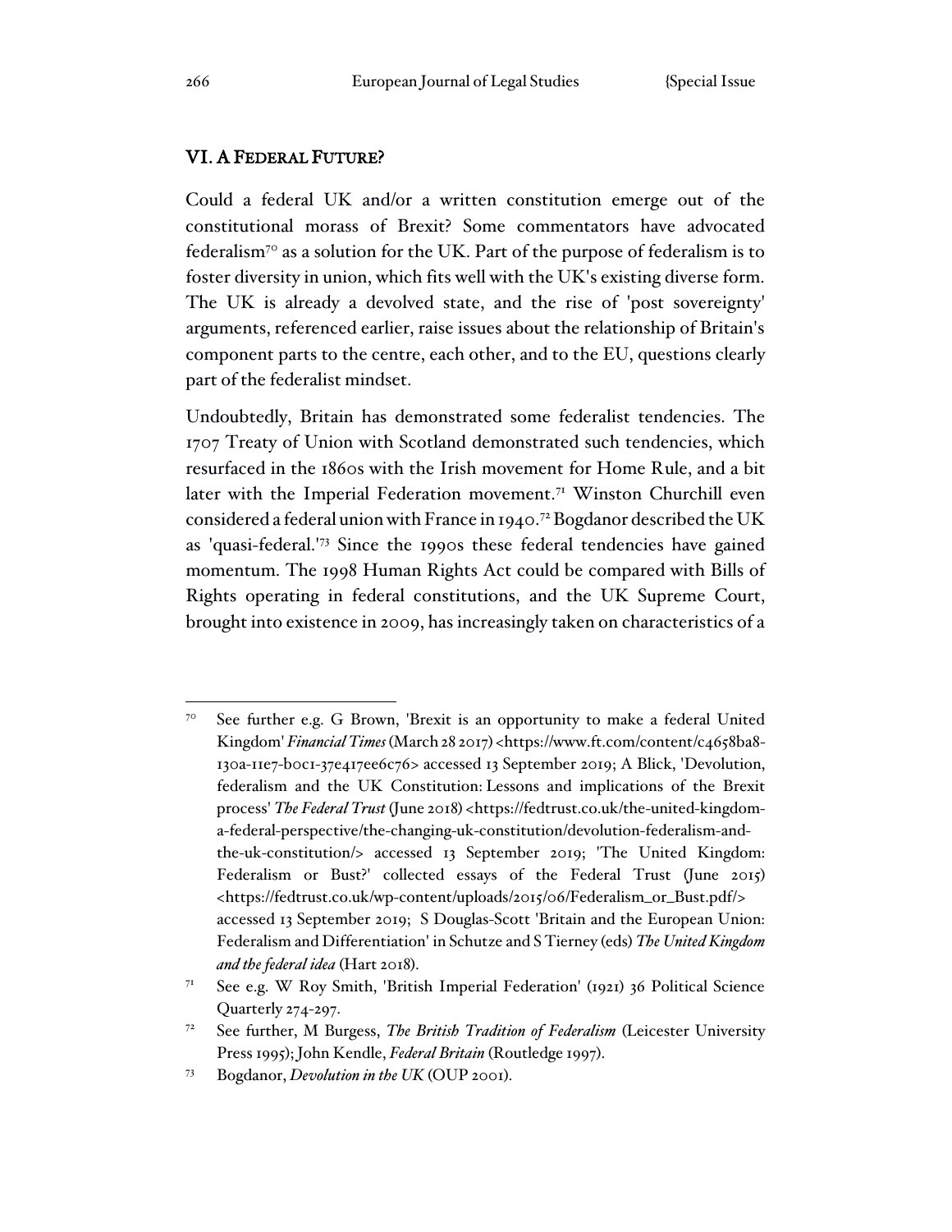## VI. A FEDERAL FUTURE?

Could a federal UK and/or a written constitution emerge out of the constitutional morass of Brexit? Some commentators have advocated federalism[70] as a solution for the UK. Part of the purpose of federalism is to foster diversity in union, which fits well with the UK's existing diverse form. The UK is already a devolved state, and the rise of 'post sovereignty' arguments, referenced earlier, raise issues about the relationship of Britain's component parts to the centre, each other, and to the EU, questions clearly part of the federalist mindset.

Undoubtedly, Britain has demonstrated some federalist tendencies. The 1707 Treaty of Union with Scotland demonstrated such tendencies, which resurfaced in the 1860s with the Irish movement for Home Rule, and a bit later with the Imperial Federation movement.[71] Winston Churchill even considered a federal union with France in 1940.[72] Bogdanor described the UK as 'quasi-federal.'[73] Since the 1990s these federal tendencies have gained momentum. The 1998 Human Rights Act could be compared with Bills of Rights operating in federal constitutions, and the UK Supreme Court, brought into existence in 2009, has increasingly taken on characteristics of a

---

[70] See further e.g. G Brown, 'Brexit is an opportunity to make a federal United Kingdom' *Financial Times* (March 28 2017) <https://www.ft.com/content/c4658ba8-130a-11e7-b0c1-37e417ee6c76> accessed 13 September 2019; A Blick, 'Devolution, federalism and the UK Constitution: Lessons and implications of the Brexit process' *The Federal Trust* (June 2018) <https://fedtrust.co.uk/the-united-kingdom-a-federal-perspective/the-changing-uk-constitution/devolution-federalism-and-the-uk-constitution/> accessed 13 September 2019; 'The United Kingdom: Federalism or Bust?' collected essays of the Federal Trust (June 2015) <https://fedtrust.co.uk/wp-content/uploads/2015/06/Federalism_or_Bust.pdf/> accessed 13 September 2019; S Douglas-Scott 'Britain and the European Union: Federalism and Differentiation' in Schutze and S Tierney (eds) *The United Kingdom and the federal idea* (Hart 2018).

[71] See e.g. W Roy Smith, 'British Imperial Federation' (1921) 36 Political Science Quarterly 274-297.

[72] See further, M Burgess, *The British Tradition of Federalism* (Leicester University Press 1995); John Kendle, *Federal Britain* (Routledge 1997).

[73] Bogdanor, *Devolution in the UK* (OUP 2001).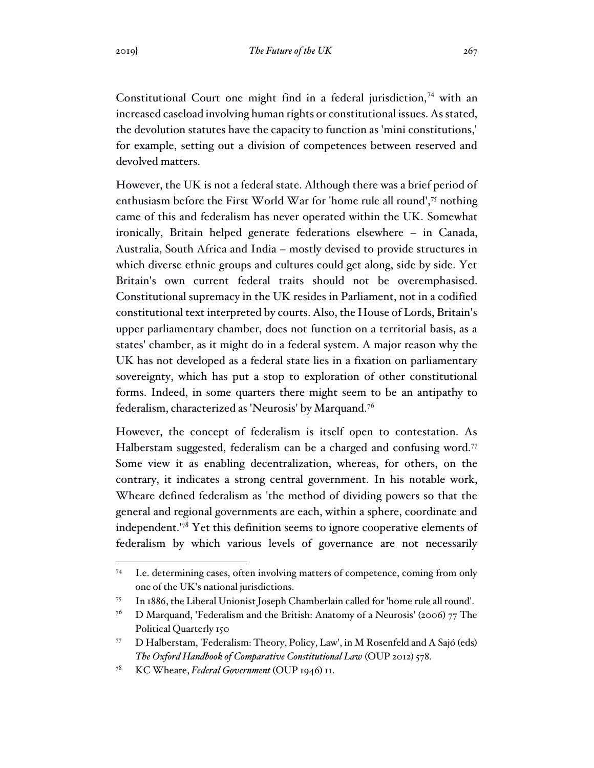Constitutional Court one might find in a federal jurisdiction,[74] with an increased caseload involving human rights or constitutional issues. As stated, the devolution statutes have the capacity to function as 'mini constitutions,' for example, setting out a division of competences between reserved and devolved matters.

However, the UK is not a federal state. Although there was a brief period of enthusiasm before the First World War for 'home rule all round',[75] nothing came of this and federalism has never operated within the UK. Somewhat ironically, Britain helped generate federations elsewhere – in Canada, Australia, South Africa and India – mostly devised to provide structures in which diverse ethnic groups and cultures could get along, side by side. Yet Britain's own current federal traits should not be overemphasised. Constitutional supremacy in the UK resides in Parliament, not in a codified constitutional text interpreted by courts. Also, the House of Lords, Britain's upper parliamentary chamber, does not function on a territorial basis, as a states' chamber, as it might do in a federal system. A major reason why the UK has not developed as a federal state lies in a fixation on parliamentary sovereignty, which has put a stop to exploration of other constitutional forms. Indeed, in some quarters there might seem to be an antipathy to federalism, characterized as 'Neurosis' by Marquand.[76]

However, the concept of federalism is itself open to contestation. As Halberstam suggested, federalism can be a charged and confusing word.[77] Some view it as enabling decentralization, whereas, for others, on the contrary, it indicates a strong central government. In his notable work, Wheare defined federalism as 'the method of dividing powers so that the general and regional governments are each, within a sphere, coordinate and independent.'[78] Yet this definition seems to ignore cooperative elements of federalism by which various levels of governance are not necessarily

---

[74] I.e. determining cases, often involving matters of competence, coming from only one of the UK's national jurisdictions.

[75] In 1886, the Liberal Unionist Joseph Chamberlain called for 'home rule all round'.

[76] D Marquand, 'Federalism and the British: Anatomy of a Neurosis' (2006) 77 The Political Quarterly 150

[77] D Halberstam, 'Federalism: Theory, Policy, Law', in M Rosenfeld and A Sajó (eds) *The Oxford Handbook of Comparative Constitutional Law* (OUP 2012) 578.

[78] KC Wheare, *Federal Government* (OUP 1946) 11.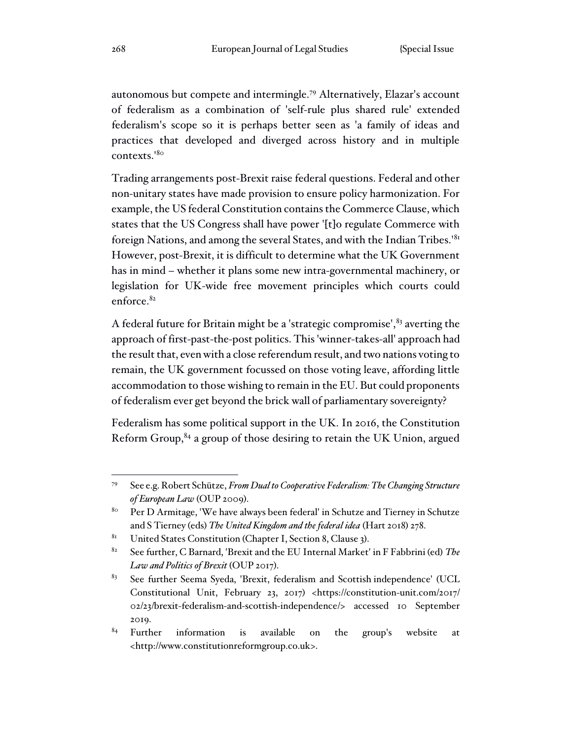autonomous but compete and intermingle.[79] Alternatively, Elazar's account of federalism as a combination of 'self-rule plus shared rule' extended federalism's scope so it is perhaps better seen as 'a family of ideas and practices that developed and diverged across history and in multiple contexts.'[80]

Trading arrangements post-Brexit raise federal questions. Federal and other non-unitary states have made provision to ensure policy harmonization. For example, the US federal Constitution contains the Commerce Clause, which states that the US Congress shall have power '[t]o regulate Commerce with foreign Nations, and among the several States, and with the Indian Tribes.'[81] However, post-Brexit, it is difficult to determine what the UK Government has in mind – whether it plans some new intra-governmental machinery, or legislation for UK-wide free movement principles which courts could enforce.[82]

A federal future for Britain might be a 'strategic compromise',[83] averting the approach of first-past-the-post politics. This 'winner-takes-all' approach had the result that, even with a close referendum result, and two nations voting to remain, the UK government focussed on those voting leave, affording little accommodation to those wishing to remain in the EU. But could proponents of federalism ever get beyond the brick wall of parliamentary sovereignty?

Federalism has some political support in the UK. In 2016, the Constitution Reform Group,[84] a group of those desiring to retain the UK Union, argued

---

[79] See e.g. Robert Schütze, *From Dual to Cooperative Federalism: The Changing Structure of European Law* (OUP 2009).

[80] Per D Armitage, 'We have always been federal' in Schutze and Tierney in Schutze and S Tierney (eds) *The United Kingdom and the federal idea* (Hart 2018) 278.

[81] United States Constitution (Chapter I, Section 8, Clause 3).

[82] See further, C Barnard, 'Brexit and the EU Internal Market' in F Fabbrini (ed) *The Law and Politics of Brexit* (OUP 2017).

[83] See further Seema Syeda, 'Brexit, federalism and Scottish independence' (UCL Constitutional Unit, February 23, 2017) <https://constitution-unit.com/2017/02/23/brexit-federalism-and-scottish-independence/> accessed 10 September 2019.

[84] Further information is available on the group's website at <http://www.constitutionreformgroup.co.uk>.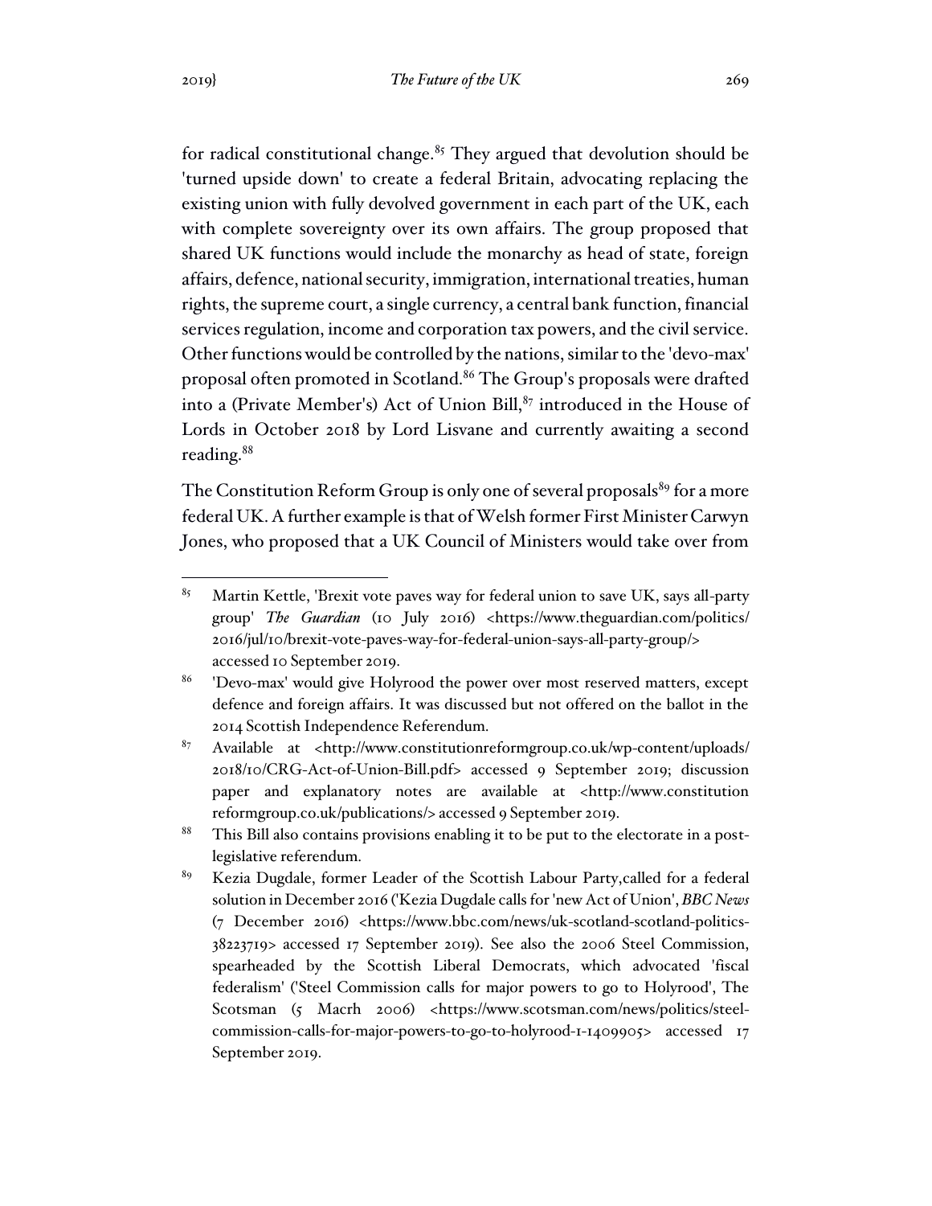for radical constitutional change.[85] They argued that devolution should be 'turned upside down' to create a federal Britain, advocating replacing the existing union with fully devolved government in each part of the UK, each with complete sovereignty over its own affairs. The group proposed that shared UK functions would include the monarchy as head of state, foreign affairs, defence, national security, immigration, international treaties, human rights, the supreme court, a single currency, a central bank function, financial services regulation, income and corporation tax powers, and the civil service. Other functions would be controlled by the nations, similar to the 'devo-max' proposal often promoted in Scotland.[86] The Group's proposals were drafted into a (Private Member's) Act of Union Bill,[87] introduced in the House of Lords in October 2018 by Lord Lisvane and currently awaiting a second reading.[88]

The Constitution Reform Group is only one of several proposals[89] for a more federal UK. A further example is that of Welsh former First Minister Carwyn Jones, who proposed that a UK Council of Ministers would take over from

---

[85] Martin Kettle, 'Brexit vote paves way for federal union to save UK, says all-party group' *The Guardian* (10 July 2016) <https://www.theguardian.com/politics/2016/jul/10/brexit-vote-paves-way-for-federal-union-says-all-party-group/> accessed 10 September 2019.

[86] 'Devo-max' would give Holyrood the power over most reserved matters, except defence and foreign affairs. It was discussed but not offered on the ballot in the 2014 Scottish Independence Referendum.

[87] Available at <http://www.constitutionreformgroup.co.uk/wp-content/uploads/2018/10/CRG-Act-of-Union-Bill.pdf> accessed 9 September 2019; discussion paper and explanatory notes are available at <http://www.constitutionreformgroup.co.uk/publications/> accessed 9 September 2019.

[88] This Bill also contains provisions enabling it to be put to the electorate in a post-legislative referendum.

[89] Kezia Dugdale, former Leader of the Scottish Labour Party,called for a federal solution in December 2016 ('Kezia Dugdale calls for 'new Act of Union', *BBC News* (7 December 2016) <https://www.bbc.com/news/uk-scotland-scotland-politics-38223719> accessed 17 September 2019). See also the 2006 Steel Commission, spearheaded by the Scottish Liberal Democrats, which advocated 'fiscal federalism' ('Steel Commission calls for major powers to go to Holyrood', The Scotsman (5 Macrh 2006) <https://www.scotsman.com/news/politics/steel-commission-calls-for-major-powers-to-go-to-holyrood-1-1409905> accessed 17 September 2019.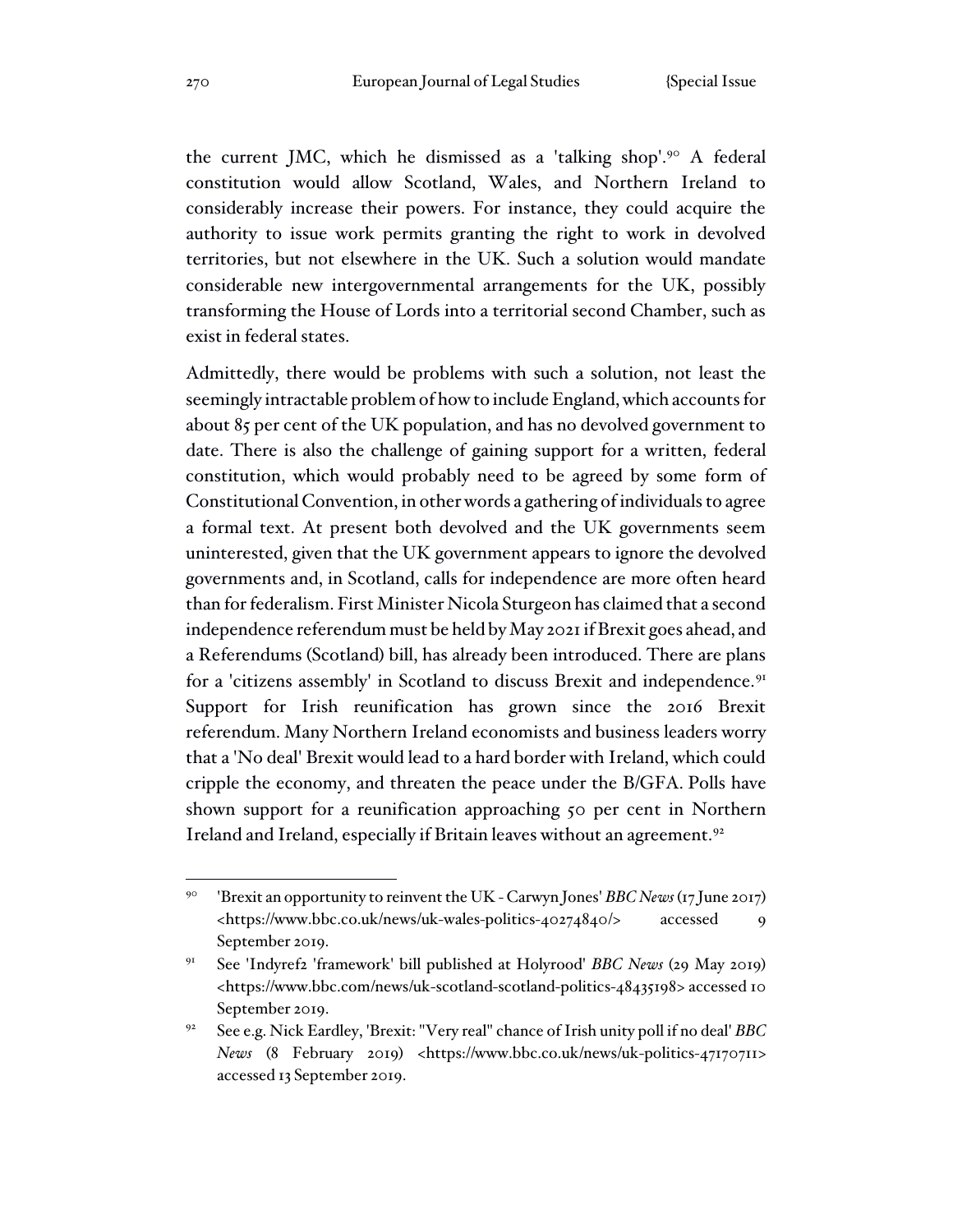the current JMC, which he dismissed as a 'talking shop'.[90] A federal constitution would allow Scotland, Wales, and Northern Ireland to considerably increase their powers. For instance, they could acquire the authority to issue work permits granting the right to work in devolved territories, but not elsewhere in the UK. Such a solution would mandate considerable new intergovernmental arrangements for the UK, possibly transforming the House of Lords into a territorial second Chamber, such as exist in federal states.

Admittedly, there would be problems with such a solution, not least the seemingly intractable problem of how to include England, which accounts for about 85 per cent of the UK population, and has no devolved government to date. There is also the challenge of gaining support for a written, federal constitution, which would probably need to be agreed by some form of Constitutional Convention, in other words a gathering of individuals to agree a formal text. At present both devolved and the UK governments seem uninterested, given that the UK government appears to ignore the devolved governments and, in Scotland, calls for independence are more often heard than for federalism. First Minister Nicola Sturgeon has claimed that a second independence referendum must be held by May 2021 if Brexit goes ahead, and a Referendums (Scotland) bill, has already been introduced. There are plans for a 'citizens assembly' in Scotland to discuss Brexit and independence.[91] Support for Irish reunification has grown since the 2016 Brexit referendum. Many Northern Ireland economists and business leaders worry that a 'No deal' Brexit would lead to a hard border with Ireland, which could cripple the economy, and threaten the peace under the B/GFA. Polls have shown support for a reunification approaching 50 per cent in Northern Ireland and Ireland, especially if Britain leaves without an agreement.[92]

---

[90] 'Brexit an opportunity to reinvent the UK - Carwyn Jones' *BBC News* (17 June 2017) <https://www.bbc.co.uk/news/uk-wales-politics-40274840/> accessed 9 September 2019.

[91] See 'Indyref2 'framework' bill published at Holyrood' *BBC News* (29 May 2019) <https://www.bbc.com/news/uk-scotland-scotland-politics-48435198> accessed 10 September 2019.

[92] See e.g. Nick Eardley, 'Brexit: "Very real" chance of Irish unity poll if no deal' *BBC News* (8 February 2019) <https://www.bbc.co.uk/news/uk-politics-47170711> accessed 13 September 2019.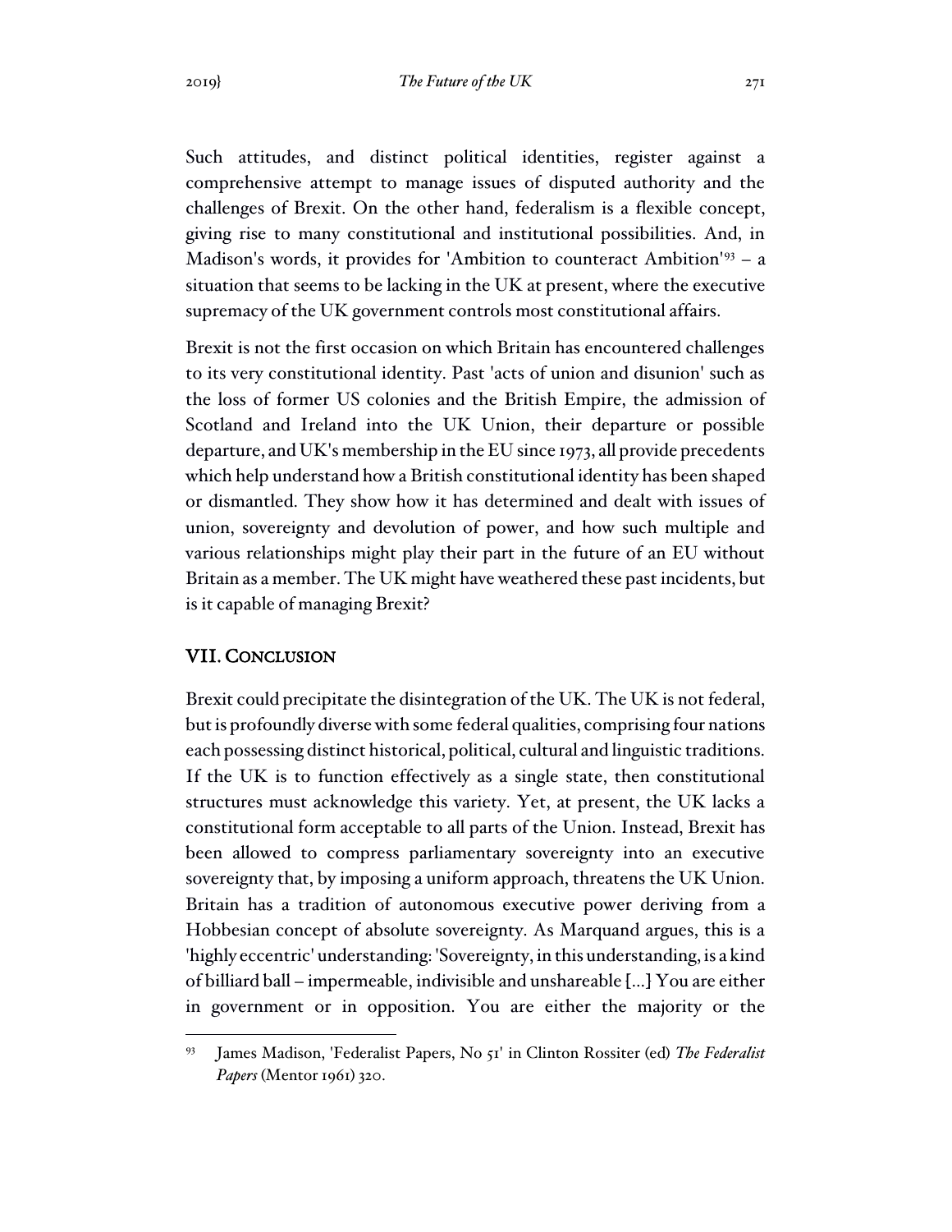Such attitudes, and distinct political identities, register against a comprehensive attempt to manage issues of disputed authority and the challenges of Brexit. On the other hand, federalism is a flexible concept, giving rise to many constitutional and institutional possibilities. And, in Madison's words, it provides for 'Ambition to counteract Ambition'[93] – a situation that seems to be lacking in the UK at present, where the executive supremacy of the UK government controls most constitutional affairs.

Brexit is not the first occasion on which Britain has encountered challenges to its very constitutional identity. Past 'acts of union and disunion' such as the loss of former US colonies and the British Empire, the admission of Scotland and Ireland into the UK Union, their departure or possible departure, and UK's membership in the EU since 1973, all provide precedents which help understand how a British constitutional identity has been shaped or dismantled. They show how it has determined and dealt with issues of union, sovereignty and devolution of power, and how such multiple and various relationships might play their part in the future of an EU without Britain as a member. The UK might have weathered these past incidents, but is it capable of managing Brexit?

## VII. Conclusion

Brexit could precipitate the disintegration of the UK. The UK is not federal, but is profoundly diverse with some federal qualities, comprising four nations each possessing distinct historical, political, cultural and linguistic traditions. If the UK is to function effectively as a single state, then constitutional structures must acknowledge this variety. Yet, at present, the UK lacks a constitutional form acceptable to all parts of the Union. Instead, Brexit has been allowed to compress parliamentary sovereignty into an executive sovereignty that, by imposing a uniform approach, threatens the UK Union. Britain has a tradition of autonomous executive power deriving from a Hobbesian concept of absolute sovereignty. As Marquand argues, this is a 'highly eccentric' understanding: 'Sovereignty, in this understanding, is a kind of billiard ball – impermeable, indivisible and unshareable [...] You are either in government or in opposition. You are either the majority or the

---

[93] James Madison, 'Federalist Papers, No 51' in Clinton Rossiter (ed) *The Federalist Papers* (Mentor 1961) 320.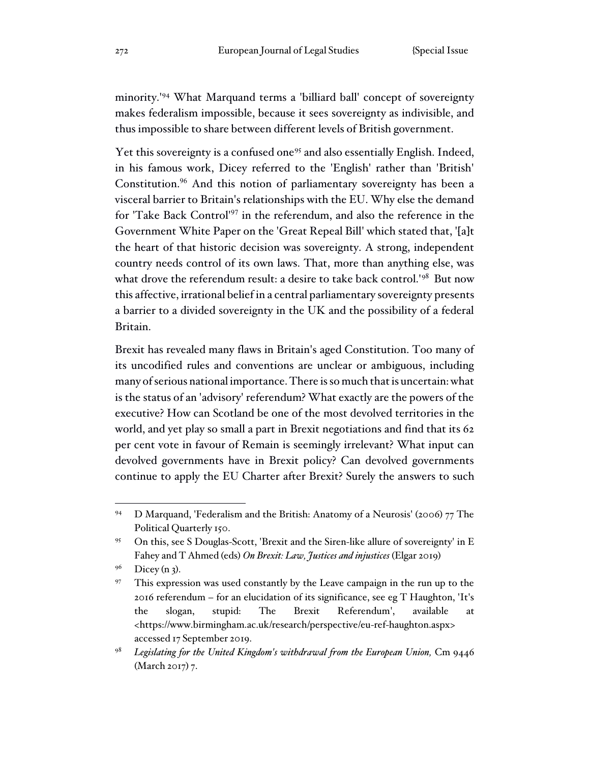minority.'[94] What Marquand terms a 'billiard ball' concept of sovereignty makes federalism impossible, because it sees sovereignty as indivisible, and thus impossible to share between different levels of British government.

Yet this sovereignty is a confused one[95] and also essentially English. Indeed, in his famous work, Dicey referred to the 'English' rather than 'British' Constitution.[96] And this notion of parliamentary sovereignty has been a visceral barrier to Britain's relationships with the EU. Why else the demand for 'Take Back Control'[97] in the referendum, and also the reference in the Government White Paper on the 'Great Repeal Bill' which stated that, '[a]t the heart of that historic decision was sovereignty. A strong, independent country needs control of its own laws. That, more than anything else, was what drove the referendum result: a desire to take back control.'[98] But now this affective, irrational belief in a central parliamentary sovereignty presents a barrier to a divided sovereignty in the UK and the possibility of a federal Britain.

Brexit has revealed many flaws in Britain's aged Constitution. Too many of its uncodified rules and conventions are unclear or ambiguous, including many of serious national importance. There is so much that is uncertain: what is the status of an 'advisory' referendum? What exactly are the powers of the executive? How can Scotland be one of the most devolved territories in the world, and yet play so small a part in Brexit negotiations and find that its 62 per cent vote in favour of Remain is seemingly irrelevant? What input can devolved governments have in Brexit policy? Can devolved governments continue to apply the EU Charter after Brexit? Surely the answers to such

---

[94] D Marquand, 'Federalism and the British: Anatomy of a Neurosis' (2006) 77 The Political Quarterly 150.

[95] On this, see S Douglas-Scott, 'Brexit and the Siren-like allure of sovereignty' in E Fahey and T Ahmed (eds) *On Brexit: Law, Justices and injustices* (Elgar 2019)

[96] Dicey (n 3).

[97] This expression was used constantly by the Leave campaign in the run up to the 2016 referendum – for an elucidation of its significance, see eg T Haughton, 'It's the slogan, stupid: The Brexit Referendum', available at <https://www.birmingham.ac.uk/research/perspective/eu-ref-haughton.aspx> accessed 17 September 2019.

[98] *Legislating for the United Kingdom's withdrawal from the European Union,* Cm 9446 (March 2017) 7.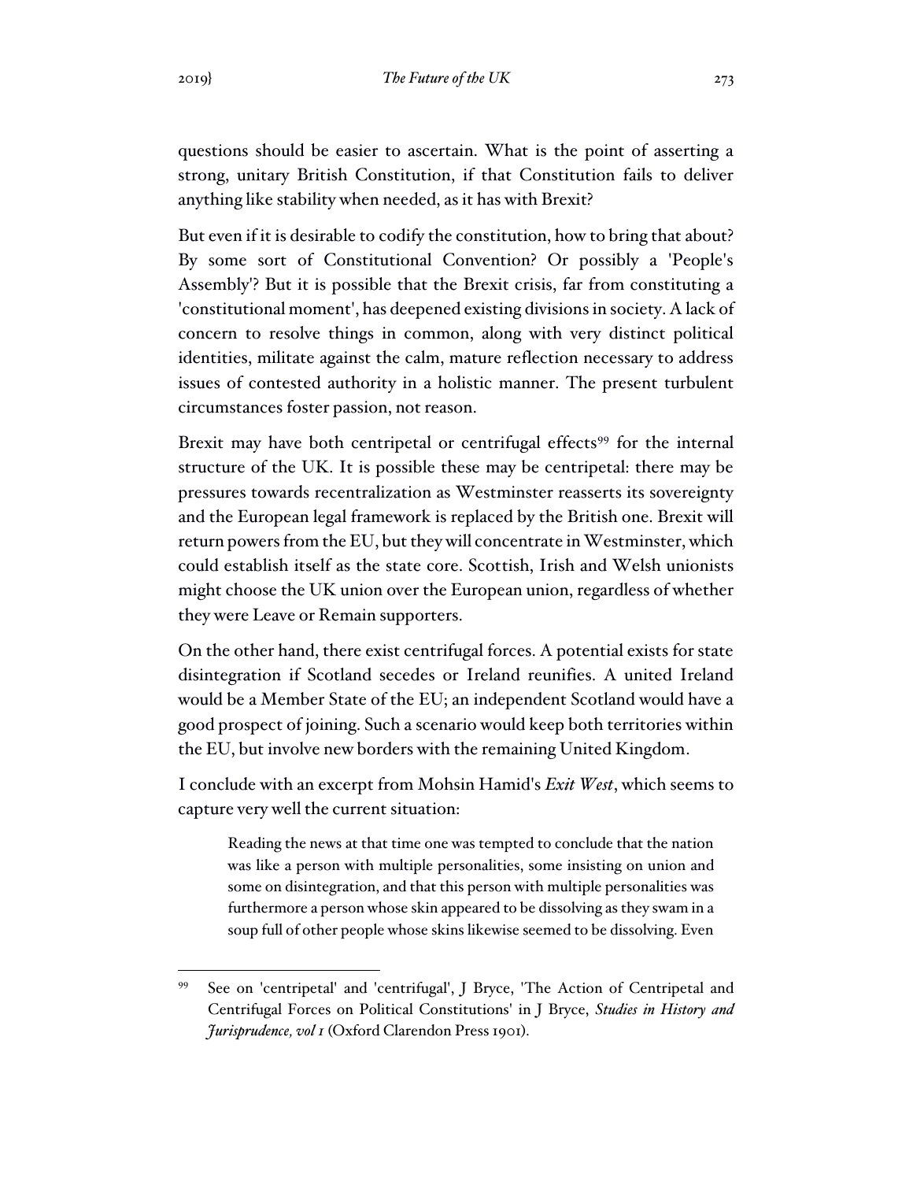questions should be easier to ascertain. What is the point of asserting a strong, unitary British Constitution, if that Constitution fails to deliver anything like stability when needed, as it has with Brexit?

But even if it is desirable to codify the constitution, how to bring that about? By some sort of Constitutional Convention? Or possibly a 'People's Assembly'? But it is possible that the Brexit crisis, far from constituting a 'constitutional moment', has deepened existing divisions in society. A lack of concern to resolve things in common, along with very distinct political identities, militate against the calm, mature reflection necessary to address issues of contested authority in a holistic manner. The present turbulent circumstances foster passion, not reason.

Brexit may have both centripetal or centrifugal effects[99] for the internal structure of the UK. It is possible these may be centripetal: there may be pressures towards recentralization as Westminster reasserts its sovereignty and the European legal framework is replaced by the British one. Brexit will return powers from the EU, but they will concentrate in Westminster, which could establish itself as the state core. Scottish, Irish and Welsh unionists might choose the UK union over the European union, regardless of whether they were Leave or Remain supporters.

On the other hand, there exist centrifugal forces. A potential exists for state disintegration if Scotland secedes or Ireland reunifies. A united Ireland would be a Member State of the EU; an independent Scotland would have a good prospect of joining. Such a scenario would keep both territories within the EU, but involve new borders with the remaining United Kingdom.

I conclude with an excerpt from Mohsin Hamid's *Exit West*, which seems to capture very well the current situation:

> Reading the news at that time one was tempted to conclude that the nation was like a person with multiple personalities, some insisting on union and some on disintegration, and that this person with multiple personalities was furthermore a person whose skin appeared to be dissolving as they swam in a soup full of other people whose skins likewise seemed to be dissolving. Even

[99] See on 'centripetal' and 'centrifugal', J Bryce, 'The Action of Centripetal and Centrifugal Forces on Political Constitutions' in J Bryce, *Studies in History and Jurisprudence, vol 1* (Oxford Clarendon Press 1901).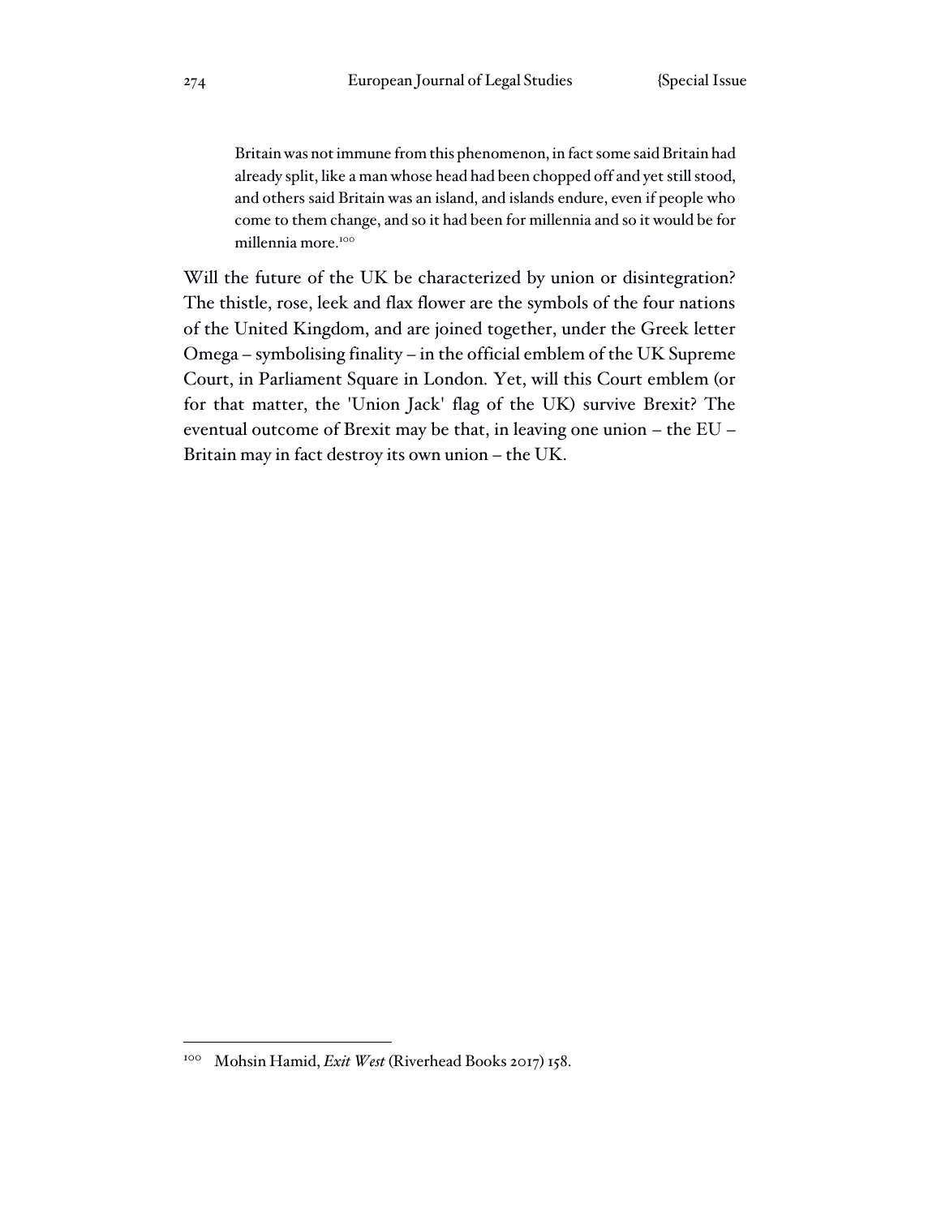> Britain was not immune from this phenomenon, in fact some said Britain had already split, like a man whose head had been chopped off and yet still stood, and others said Britain was an island, and islands endure, even if people who come to them change, and so it had been for millennia and so it would be for millennia more.[100]

Will the future of the UK be characterized by union or disintegration? The thistle, rose, leek and flax flower are the symbols of the four nations of the United Kingdom, and are joined together, under the Greek letter Omega – symbolising finality – in the official emblem of the UK Supreme Court, in Parliament Square in London. Yet, will this Court emblem (or for that matter, the 'Union Jack' flag of the UK) survive Brexit? The eventual outcome of Brexit may be that, in leaving one union – the EU – Britain may in fact destroy its own union – the UK.

---

[100] Mohsin Hamid, *Exit West* (Riverhead Books 2017) 158.